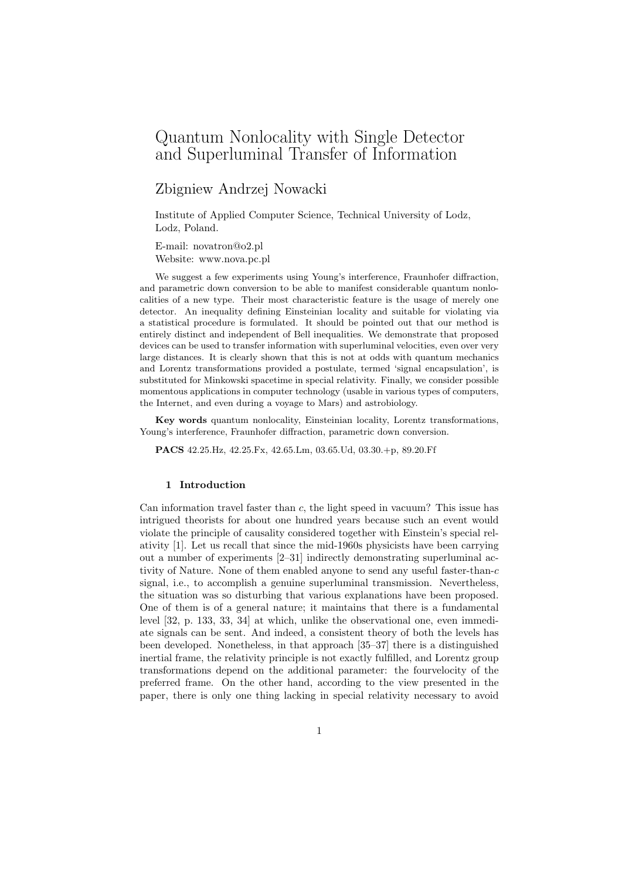# Quantum Nonlocality with Single Detector and Superluminal Transfer of Information

## Zbigniew Andrzej Nowacki

Institute of Applied Computer Science, Technical University of Lodz, Lodz, Poland.

E-mail: novatron@o2.pl
Website: www.nova.pc.pl

We suggest a few experiments using Young's interference, Fraunhofer diffraction, and parametric down conversion to be able to manifest considerable quantum nonlocalities of a new type. Their most characteristic feature is the usage of merely one detector. An inequality defining Einsteinian locality and suitable for violating via a statistical procedure is formulated. It should be pointed out that our method is entirely distinct and independent of Bell inequalities. We demonstrate that proposed devices can be used to transfer information with superluminal velocities, even over very large distances. It is clearly shown that this is not at odds with quantum mechanics and Lorentz transformations provided a postulate, termed 'signal encapsulation', is substituted for Minkowski spacetime in special relativity. Finally, we consider possible momentous applications in computer technology (usable in various types of computers, the Internet, and even during a voyage to Mars) and astrobiology.

**Key words** quantum nonlocality, Einsteinian locality, Lorentz transformations, Young's interference, Fraunhofer diffraction, parametric down conversion.

**PACS** 42.25.Hz, 42.25.Fx, 42.65.Lm, 03.65.Ud, 03.30.+p, 89.20.Ff

### 1 Introduction

Can information travel faster than $c$, the light speed in vacuum? This issue has intrigued theorists for about one hundred years because such an event would violate the principle of causality considered together with Einstein's special relativity [1]. Let us recall that since the mid-1960s physicists have been carrying out a number of experiments [2–31] indirectly demonstrating superluminal activity of Nature. None of them enabled anyone to send any useful faster-than-$c$ signal, i.e., to accomplish a genuine superluminal transmission. Nevertheless, the situation was so disturbing that various explanations have been proposed. One of them is of a general nature; it maintains that there is a fundamental level [32, p. 133, 33, 34] at which, unlike the observational one, even immediate signals can be sent. And indeed, a consistent theory of both the levels has been developed. Nonetheless, in that approach [35–37] there is a distinguished inertial frame, the relativity principle is not exactly fulfilled, and Lorentz group transformations depend on the additional parameter: the fourvelocity of the preferred frame. On the other hand, according to the view presented in the paper, there is only one thing lacking in special relativity necessary to avoid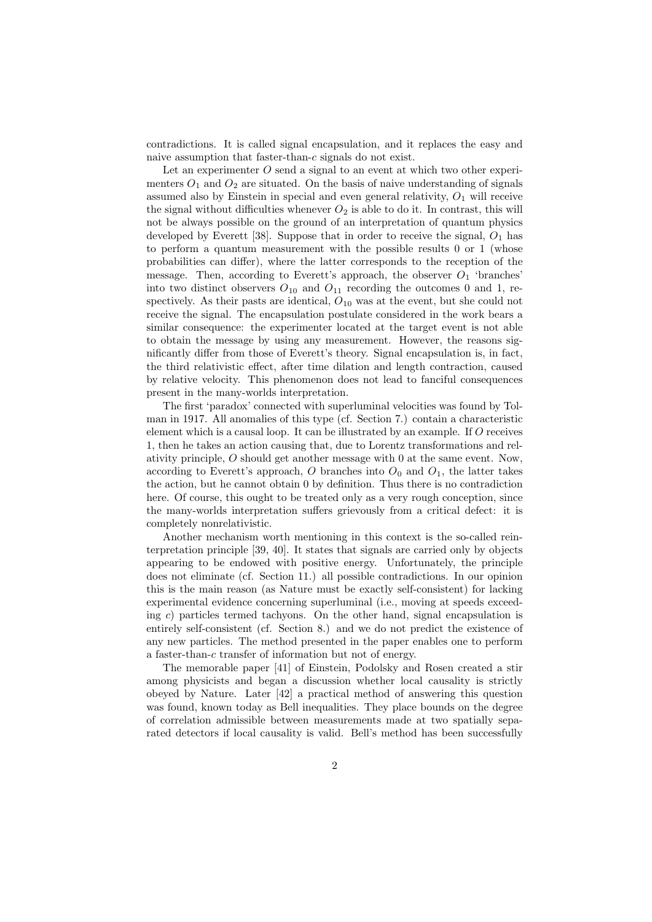contradictions. It is called signal encapsulation, and it replaces the easy and naive assumption that faster-than-$c$ signals do not exist.

Let an experimenter $O$ send a signal to an event at which two other experimenters $O_1$ and $O_2$ are situated. On the basis of naive understanding of signals assumed also by Einstein in special and even general relativity, $O_1$ will receive the signal without difficulties whenever $O_2$ is able to do it. In contrast, this will not be always possible on the ground of an interpretation of quantum physics developed by Everett [38]. Suppose that in order to receive the signal, $O_1$ has to perform a quantum measurement with the possible results 0 or 1 (whose probabilities can differ), where the latter corresponds to the reception of the message. Then, according to Everett's approach, the observer $O_1$ 'branches' into two distinct observers $O_{10}$ and $O_{11}$ recording the outcomes 0 and 1, respectively. As their pasts are identical, $O_{10}$ was at the event, but she could not receive the signal. The encapsulation postulate considered in the work bears a similar consequence: the experimenter located at the target event is not able to obtain the message by using any measurement. However, the reasons significantly differ from those of Everett's theory. Signal encapsulation is, in fact, the third relativistic effect, after time dilation and length contraction, caused by relative velocity. This phenomenon does not lead to fanciful consequences present in the many-worlds interpretation.

The first 'paradox' connected with superluminal velocities was found by Tolman in 1917. All anomalies of this type (cf. Section 7.) contain a characteristic element which is a causal loop. It can be illustrated by an example. If $O$ receives 1, then he takes an action causing that, due to Lorentz transformations and relativity principle, $O$ should get another message with 0 at the same event. Now, according to Everett's approach, $O$ branches into $O_0$ and $O_1$, the latter takes the action, but he cannot obtain 0 by definition. Thus there is no contradiction here. Of course, this ought to be treated only as a very rough conception, since the many-worlds interpretation suffers grievously from a critical defect: it is completely nonrelativistic.

Another mechanism worth mentioning in this context is the so-called reinterpretation principle [39, 40]. It states that signals are carried only by objects appearing to be endowed with positive energy. Unfortunately, the principle does not eliminate (cf. Section 11.) all possible contradictions. In our opinion this is the main reason (as Nature must be exactly self-consistent) for lacking experimental evidence concerning superluminal (i.e., moving at speeds exceeding $c$) particles termed tachyons. On the other hand, signal encapsulation is entirely self-consistent (cf. Section 8.) and we do not predict the existence of any new particles. The method presented in the paper enables one to perform a faster-than-$c$ transfer of information but not of energy.

The memorable paper [41] of Einstein, Podolsky and Rosen created a stir among physicists and began a discussion whether local causality is strictly obeyed by Nature. Later [42] a practical method of answering this question was found, known today as Bell inequalities. They place bounds on the degree of correlation admissible between measurements made at two spatially separated detectors if local causality is valid. Bell's method has been successfully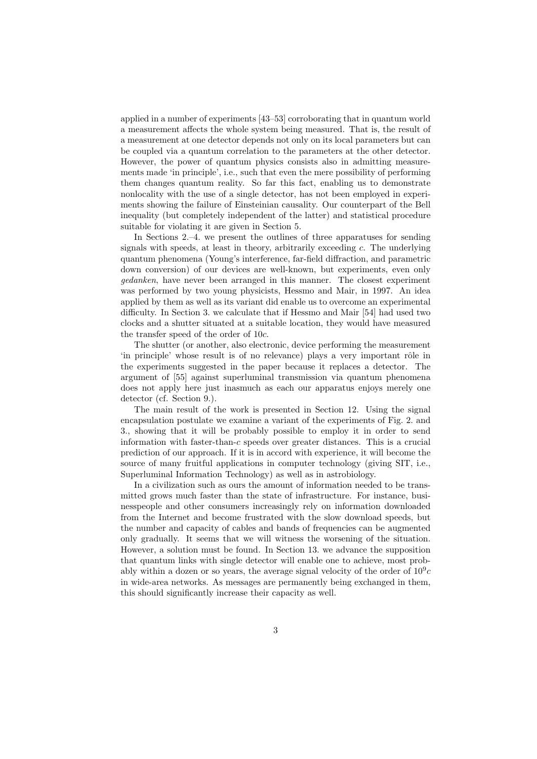applied in a number of experiments [43–53] corroborating that in quantum world a measurement affects the whole system being measured. That is, the result of a measurement at one detector depends not only on its local parameters but can be coupled via a quantum correlation to the parameters at the other detector. However, the power of quantum physics consists also in admitting measurements made 'in principle', i.e., such that even the mere possibility of performing them changes quantum reality. So far this fact, enabling us to demonstrate nonlocality with the use of a single detector, has not been employed in experiments showing the failure of Einsteinian causality. Our counterpart of the Bell inequality (but completely independent of the latter) and statistical procedure suitable for violating it are given in Section 5.

In Sections 2.–4. we present the outlines of three apparatuses for sending signals with speeds, at least in theory, arbitrarily exceeding $c$. The underlying quantum phenomena (Young's interference, far-field diffraction, and parametric down conversion) of our devices are well-known, but experiments, even only *gedanken*, have never been arranged in this manner. The closest experiment was performed by two young physicists, Hessmo and Mair, in 1997. An idea applied by them as well as its variant did enable us to overcome an experimental difficulty. In Section 3. we calculate that if Hessmo and Mair [54] had used two clocks and a shutter situated at a suitable location, they would have measured the transfer speed of the order of $10c$.

The shutter (or another, also electronic, device performing the measurement 'in principle' whose result is of no relevance) plays a very important rôle in the experiments suggested in the paper because it replaces a detector. The argument of [55] against superluminal transmission via quantum phenomena does not apply here just inasmuch as each our apparatus enjoys merely one detector (cf. Section 9.).

The main result of the work is presented in Section 12. Using the signal encapsulation postulate we examine a variant of the experiments of Fig. 2. and 3., showing that it will be probably possible to employ it in order to send information with faster-than-$c$ speeds over greater distances. This is a crucial prediction of our approach. If it is in accord with experience, it will become the source of many fruitful applications in computer technology (giving SIT, i.e., Superluminal Information Technology) as well as in astrobiology.

In a civilization such as ours the amount of information needed to be transmitted grows much faster than the state of infrastructure. For instance, businesspeople and other consumers increasingly rely on information downloaded from the Internet and become frustrated with the slow download speeds, but the number and capacity of cables and bands of frequencies can be augmented only gradually. It seems that we will witness the worsening of the situation. However, a solution must be found. In Section 13. we advance the supposition that quantum links with single detector will enable one to achieve, most probably within a dozen or so years, the average signal velocity of the order of $10^9 c$ in wide-area networks. As messages are permanently being exchanged in them, this should significantly increase their capacity as well.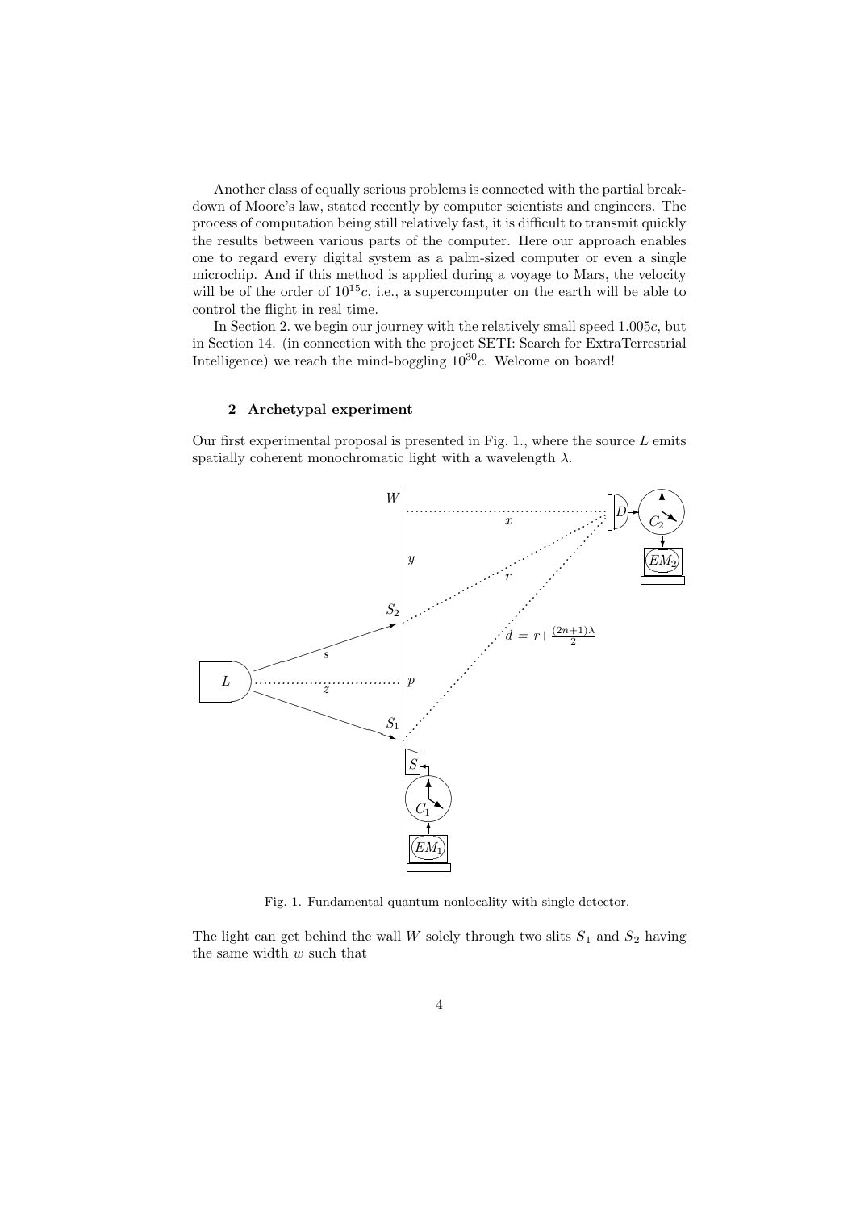Another class of equally serious problems is connected with the partial breakdown of Moore's law, stated recently by computer scientists and engineers. The process of computation being still relatively fast, it is difficult to transmit quickly the results between various parts of the computer. Here our approach enables one to regard every digital system as a palm-sized computer or even a single microchip. And if this method is applied during a voyage to Mars, the velocity will be of the order of $10^{15}c$, i.e., a supercomputer on the earth will be able to control the flight in real time.

In Section 2. we begin our journey with the relatively small speed $1.005c$, but in Section 14. (in connection with the project SETI: Search for ExtraTerrestrial Intelligence) we reach the mind-boggling $10^{30}c$. Welcome on board!

## 2 Archetypal experiment

Our first experimental proposal is presented in Fig. 1., where the source $L$ emits spatially coherent monochromatic light with a wavelength $\lambda$.

Fig. 1. Fundamental quantum nonlocality with single detector.

The light can get behind the wall $W$ solely through two slits $S_1$ and $S_2$ having the same width $w$ such that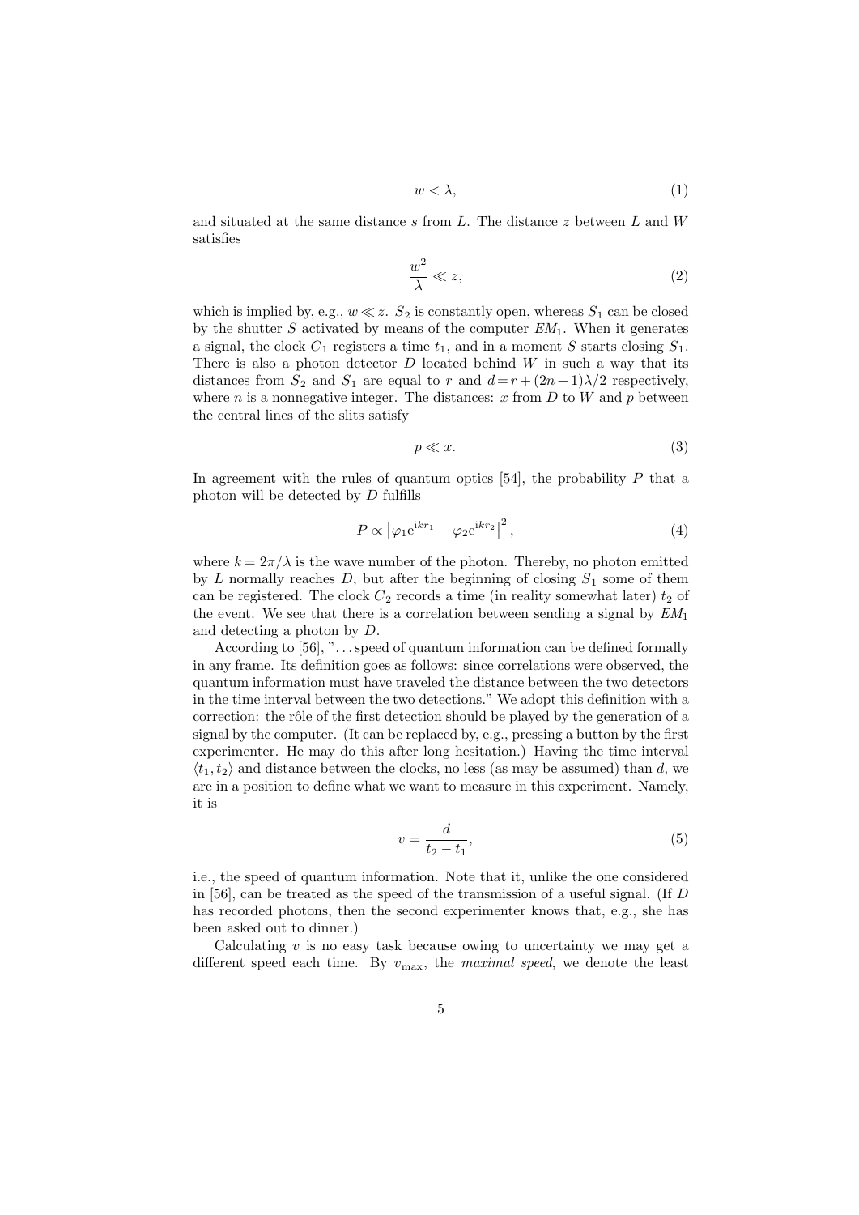$$w < \lambda, \tag{1}$$

and situated at the same distance $s$ from $L$. The distance $z$ between $L$ and $W$ satisfies

$$\frac{w^2}{\lambda} \ll z, \tag{2}$$

which is implied by, e.g., $w \ll z$. $S_2$ is constantly open, whereas $S_1$ can be closed by the shutter $S$ activated by means of the computer $EM_1$. When it generates a signal, the clock $C_1$ registers a time $t_1$, and in a moment $S$ starts closing $S_1$. There is also a photon detector $D$ located behind $W$ in such a way that its distances from $S_2$ and $S_1$ are equal to $r$ and $d = r + (2n+1)\lambda/2$ respectively, where $n$ is a nonnegative integer. The distances: $x$ from $D$ to $W$ and $p$ between the central lines of the slits satisfy

$$p \ll x. \tag{3}$$

In agreement with the rules of quantum optics [54], the probability $P$ that a photon will be detected by $D$ fulfills

$$P \propto \left|\varphi_1 e^{ikr_1} + \varphi_2 e^{ikr_2}\right|^2, \tag{4}$$

where $k = 2\pi/\lambda$ is the wave number of the photon. Thereby, no photon emitted by $L$ normally reaches $D$, but after the beginning of closing $S_1$ some of them can be registered. The clock $C_2$ records a time (in reality somewhat later) $t_2$ of the event. We see that there is a correlation between sending a signal by $EM_1$ and detecting a photon by $D$.

According to [56], "...speed of quantum information can be defined formally in any frame. Its definition goes as follows: since correlations were observed, the quantum information must have traveled the distance between the two detectors in the time interval between the two detections." We adopt this definition with a correction: the rôle of the first detection should be played by the generation of a signal by the computer. (It can be replaced by, e.g., pressing a button by the first experimenter. He may do this after long hesitation.) Having the time interval $\langle t_1, t_2\rangle$ and distance between the clocks, no less (as may be assumed) than $d$, we are in a position to define what we want to measure in this experiment. Namely, it is

$$v = \frac{d}{t_2 - t_1}, \tag{5}$$

i.e., the speed of quantum information. Note that it, unlike the one considered in [56], can be treated as the speed of the transmission of a useful signal. (If $D$ has recorded photons, then the second experimenter knows that, e.g., she has been asked out to dinner.)

Calculating $v$ is no easy task because owing to uncertainty we may get a different speed each time. By $v_{\max}$, the *maximal speed*, we denote the least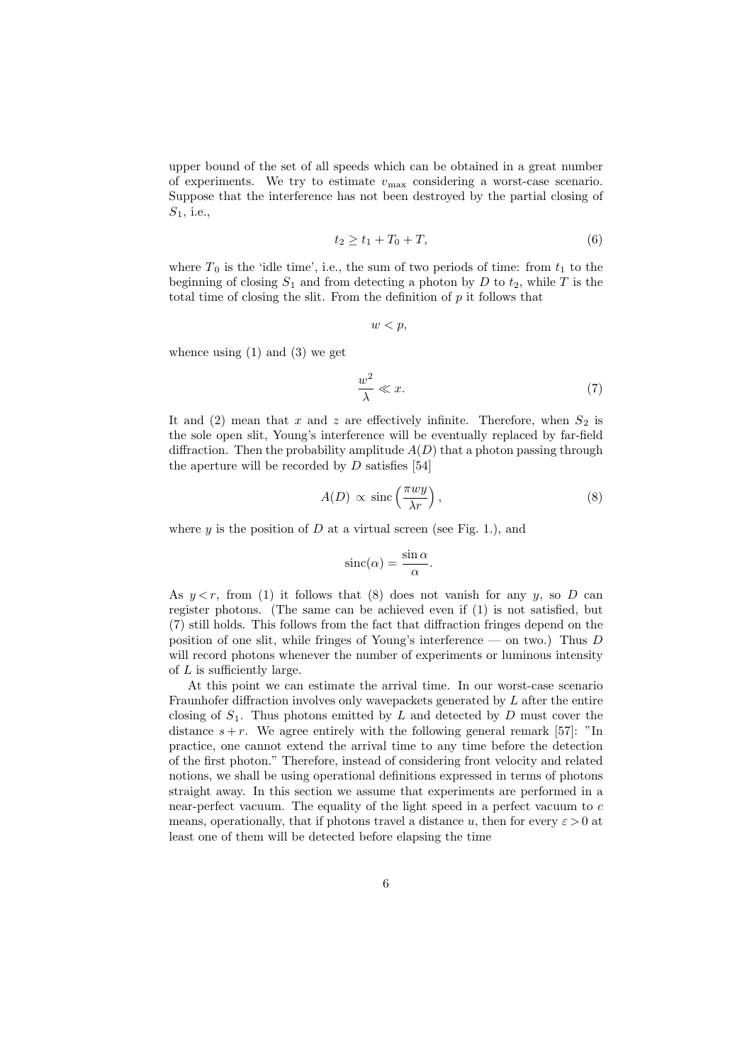upper bound of the set of all speeds which can be obtained in a great number of experiments. We try to estimate $v_{\max}$ considering a worst-case scenario. Suppose that the interference has not been destroyed by the partial closing of $S_1$, i.e.,

$$t_2 \geq t_1 + T_0 + T, \tag{6}$$

where $T_0$ is the 'idle time', i.e., the sum of two periods of time: from $t_1$ to the beginning of closing $S_1$ and from detecting a photon by $D$ to $t_2$, while $T$ is the total time of closing the slit. From the definition of $p$ it follows that

$$w < p,$$

whence using (1) and (3) we get

$$\frac{w^2}{\lambda} \ll x. \tag{7}$$

It and (2) mean that $x$ and $z$ are effectively infinite. Therefore, when $S_2$ is the sole open slit, Young's interference will be eventually replaced by far-field diffraction. Then the probability amplitude $A(D)$ that a photon passing through the aperture will be recorded by $D$ satisfies [54]

$$A(D) \propto \operatorname{sinc}\left(\frac{\pi w y}{\lambda r}\right), \tag{8}$$

where $y$ is the position of $D$ at a virtual screen (see Fig. 1.), and

$$\operatorname{sinc}(\alpha) = \frac{\sin \alpha}{\alpha}.$$

As $y < r$, from (1) it follows that (8) does not vanish for any $y$, so $D$ can register photons. (The same can be achieved even if (1) is not satisfied, but (7) still holds. This follows from the fact that diffraction fringes depend on the position of one slit, while fringes of Young's interference — on two.) Thus $D$ will record photons whenever the number of experiments or luminous intensity of $L$ is sufficiently large.

At this point we can estimate the arrival time. In our worst-case scenario Fraunhofer diffraction involves only wavepackets generated by $L$ after the entire closing of $S_1$. Thus photons emitted by $L$ and detected by $D$ must cover the distance $s + r$. We agree entirely with the following general remark [57]: "In practice, one cannot extend the arrival time to any time before the detection of the first photon." Therefore, instead of considering front velocity and related notions, we shall be using operational definitions expressed in terms of photons straight away. In this section we assume that experiments are performed in a near-perfect vacuum. The equality of the light speed in a perfect vacuum to $c$ means, operationally, that if photons travel a distance $u$, then for every $\varepsilon > 0$ at least one of them will be detected before elapsing the time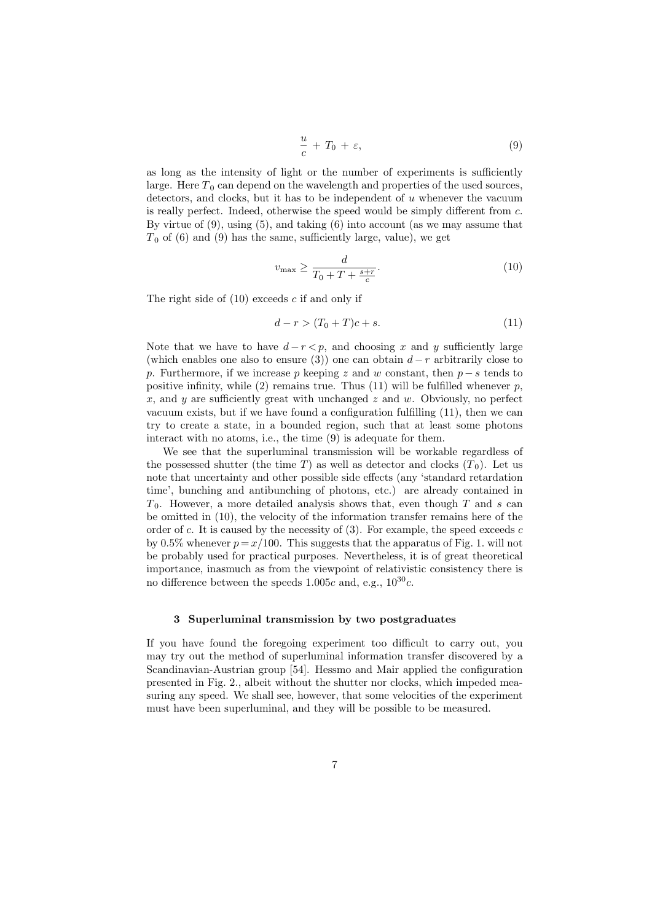$$\frac{u}{c} + T_0 + \varepsilon, \tag{9}$$

as long as the intensity of light or the number of experiments is sufficiently large. Here $T_0$ can depend on the wavelength and properties of the used sources, detectors, and clocks, but it has to be independent of $u$ whenever the vacuum is really perfect. Indeed, otherwise the speed would be simply different from $c$. By virtue of (9), using (5), and taking (6) into account (as we may assume that $T_0$ of (6) and (9) has the same, sufficiently large, value), we get

$$v_{\max} \geq \frac{d}{T_0 + T + \frac{s+r}{c}}. \tag{10}$$

The right side of (10) exceeds $c$ if and only if

$$d - r > (T_0 + T)c + s. \tag{11}$$

Note that we have to have $d - r < p$, and choosing $x$ and $y$ sufficiently large (which enables one also to ensure (3)) one can obtain $d - r$ arbitrarily close to $p$. Furthermore, if we increase $p$ keeping $z$ and $w$ constant, then $p - s$ tends to positive infinity, while (2) remains true. Thus (11) will be fulfilled whenever $p$, $x$, and $y$ are sufficiently great with unchanged $z$ and $w$. Obviously, no perfect vacuum exists, but if we have found a configuration fulfilling (11), then we can try to create a state, in a bounded region, such that at least some photons interact with no atoms, i.e., the time (9) is adequate for them.

We see that the superluminal transmission will be workable regardless of the possessed shutter (the time $T$) as well as detector and clocks ($T_0$). Let us note that uncertainty and other possible side effects (any 'standard retardation time', bunching and antibunching of photons, etc.) are already contained in $T_0$. However, a more detailed analysis shows that, even though $T$ and $s$ can be omitted in (10), the velocity of the information transfer remains here of the order of $c$. It is caused by the necessity of (3). For example, the speed exceeds $c$ by 0.5% whenever $p = x/100$. This suggests that the apparatus of Fig. 1. will not be probably used for practical purposes. Nevertheless, it is of great theoretical importance, inasmuch as from the viewpoint of relativistic consistency there is no difference between the speeds $1.005c$ and, e.g., $10^{30}c$.

### 3 Superluminal transmission by two postgraduates

If you have found the foregoing experiment too difficult to carry out, you may try out the method of superluminal information transfer discovered by a Scandinavian-Austrian group [54]. Hessmo and Mair applied the configuration presented in Fig. 2., albeit without the shutter nor clocks, which impeded measuring any speed. We shall see, however, that some velocities of the experiment must have been superluminal, and they will be possible to be measured.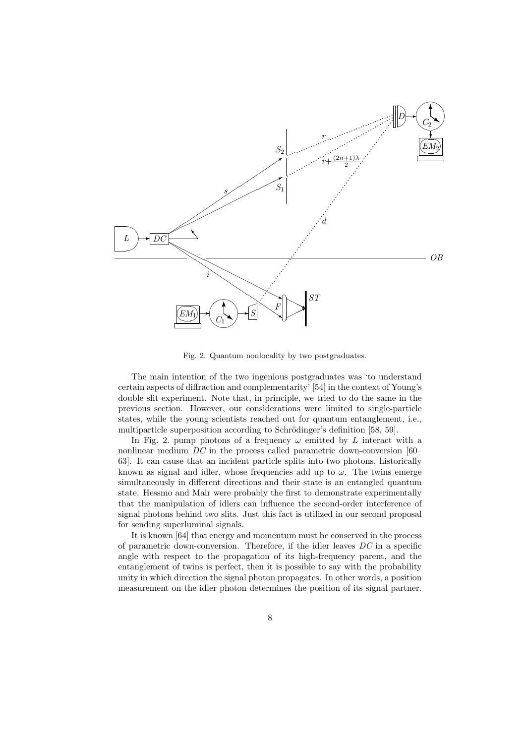Fig. 2. Quantum nonlocality by two postgraduates.

The main intention of the two ingenious postgraduates was 'to understand certain aspects of diffraction and complementarity' [54] in the context of Young's double slit experiment. Note that, in principle, we tried to do the same in the previous section. However, our considerations were limited to single-particle states, while the young scientists reached out for quantum entanglement, i.e., multiparticle superposition according to Schrödinger's definition [58, 59].

In Fig. 2. pump photons of a frequency $\omega$ emitted by $L$ interact with a nonlinear medium $DC$ in the process called parametric down-conversion [60–63]. It can cause that an incident particle splits into two photons, historically known as signal and idler, whose frequencies add up to $\omega$. The twins emerge simultaneously in different directions and their state is an entangled quantum state. Hessmo and Mair were probably the first to demonstrate experimentally that the manipulation of idlers can influence the second-order interference of signal photons behind two slits. Just this fact is utilized in our second proposal for sending superluminal signals.

It is known [64] that energy and momentum must be conserved in the process of parametric down-conversion. Therefore, if the idler leaves $DC$ in a specific angle with respect to the propagation of its high-frequency parent, and the entanglement of twins is perfect, then it is possible to say with the probability unity in which direction the signal photon propagates. In other words, a position measurement on the idler photon determines the position of its signal partner.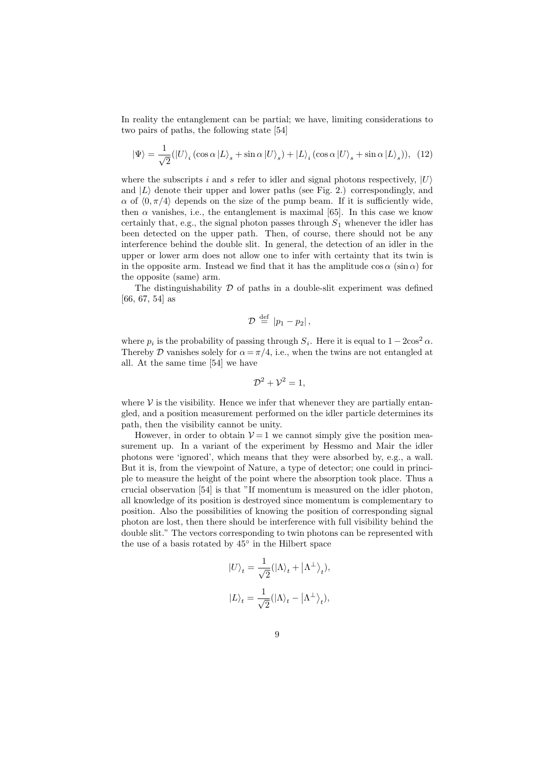In reality the entanglement can be partial; we have, limiting considerations to two pairs of paths, the following state [54]

$$|\Psi\rangle = \frac{1}{\sqrt{2}}(|U\rangle_i (\cos\alpha |L\rangle_s + \sin\alpha |U\rangle_s) + |L\rangle_i (\cos\alpha |U\rangle_s + \sin\alpha |L\rangle_s)), \quad (12)$$

where the subscripts $i$ and $s$ refer to idler and signal photons respectively, $|U\rangle$ and $|L\rangle$ denote their upper and lower paths (see Fig. 2.) correspondingly, and $\alpha$ of $\langle 0, \pi/4\rangle$ depends on the size of the pump beam. If it is sufficiently wide, then $\alpha$ vanishes, i.e., the entanglement is maximal [65]. In this case we know certainly that, e.g., the signal photon passes through $S_1$ whenever the idler has been detected on the upper path. Then, of course, there should not be any interference behind the double slit. In general, the detection of an idler in the upper or lower arm does not allow one to infer with certainty that its twin is in the opposite arm. Instead we find that it has the amplitude $\cos\alpha$ ($\sin\alpha$) for the opposite (same) arm.

The distinguishability $\mathcal{D}$ of paths in a double-slit experiment was defined [66, 67, 54] as

$$\mathcal{D} \stackrel{\text{def}}{=} |p_1 - p_2|,$$

where $p_i$ is the probability of passing through $S_i$. Here it is equal to $1 - 2\cos^2\alpha$. Thereby $\mathcal{D}$ vanishes solely for $\alpha = \pi/4$, i.e., when the twins are not entangled at all. At the same time [54] we have

$$\mathcal{D}^2 + \mathcal{V}^2 = 1,$$

where $\mathcal{V}$ is the visibility. Hence we infer that whenever they are partially entangled, and a position measurement performed on the idler particle determines its path, then the visibility cannot be unity.

However, in order to obtain $\mathcal{V} = 1$ we cannot simply give the position measurement up. In a variant of the experiment by Hessmo and Mair the idler photons were 'ignored', which means that they were absorbed by, e.g., a wall. But it is, from the viewpoint of Nature, a type of detector; one could in principle to measure the height of the point where the absorption took place. Thus a crucial observation [54] is that "If momentum is measured on the idler photon, all knowledge of its position is destroyed since momentum is complementary to position. Also the possibilities of knowing the position of corresponding signal photon are lost, then there should be interference with full visibility behind the double slit." The vectors corresponding to twin photons can be represented with the use of a basis rotated by 45° in the Hilbert space

$$|U\rangle_t = \frac{1}{\sqrt{2}}(|\Lambda\rangle_t + |\Lambda^\perp\rangle_t),$$

$$|L\rangle_t = \frac{1}{\sqrt{2}}(|\Lambda\rangle_t - |\Lambda^\perp\rangle_t),$$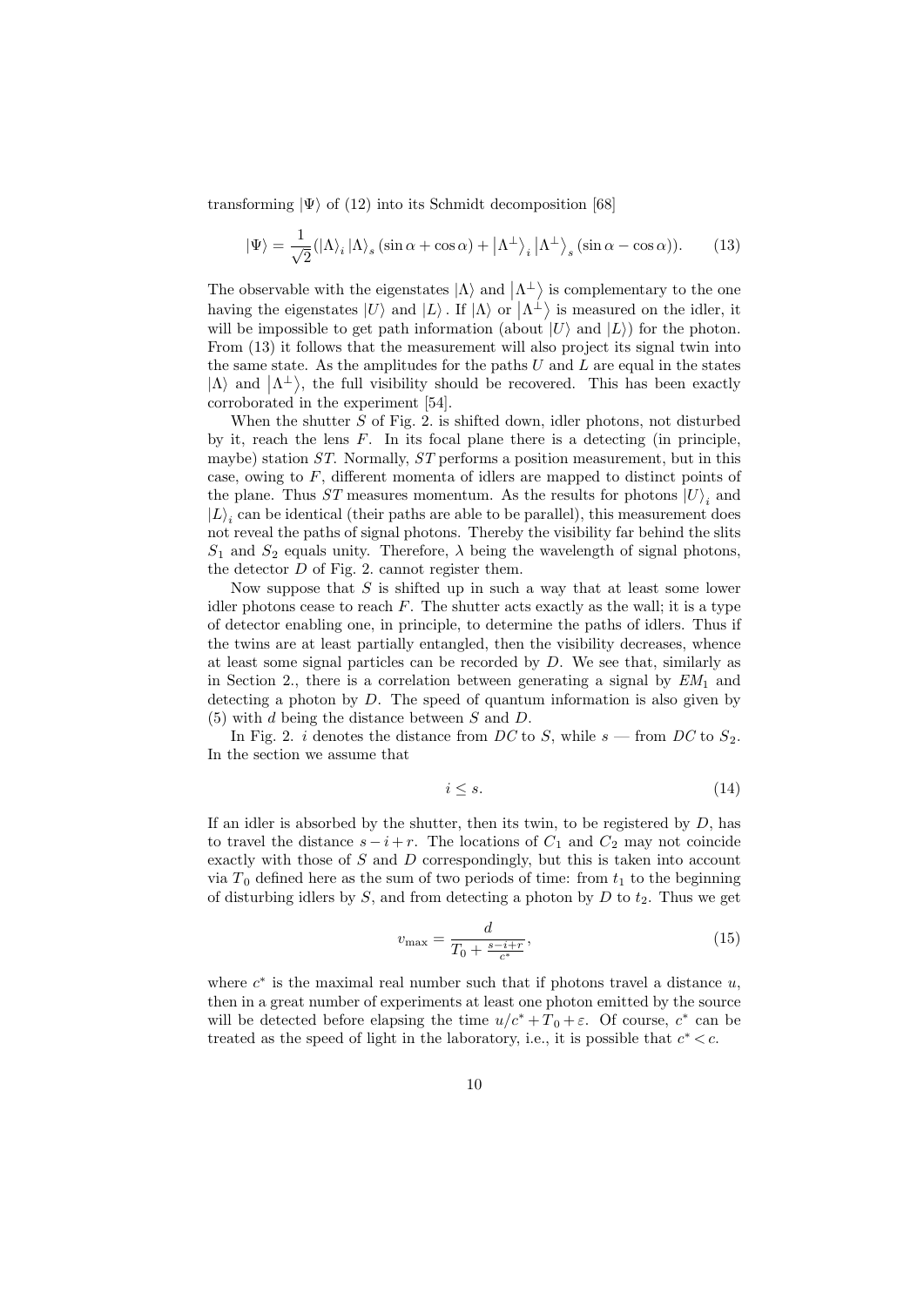transforming $|\Psi\rangle$ of (12) into its Schmidt decomposition [68]

$$|\Psi\rangle = \frac{1}{\sqrt{2}}(|\Lambda\rangle_i |\Lambda\rangle_s (\sin\alpha + \cos\alpha) + |\Lambda^{\perp}\rangle_i |\Lambda^{\perp}\rangle_s (\sin\alpha - \cos\alpha)). \tag{13}$$

The observable with the eigenstates $|\Lambda\rangle$ and $|\Lambda^{\perp}\rangle$ is complementary to the one having the eigenstates $|U\rangle$ and $|L\rangle$. If $|\Lambda\rangle$ or $|\Lambda^{\perp}\rangle$ is measured on the idler, it will be impossible to get path information (about $|U\rangle$ and $|L\rangle$) for the photon. From (13) it follows that the measurement will also project its signal twin into the same state. As the amplitudes for the paths $U$ and $L$ are equal in the states $|\Lambda\rangle$ and $|\Lambda^{\perp}\rangle$, the full visibility should be recovered. This has been exactly corroborated in the experiment [54].

When the shutter $S$ of Fig. 2. is shifted down, idler photons, not disturbed by it, reach the lens $F$. In its focal plane there is a detecting (in principle, maybe) station $ST$. Normally, $ST$ performs a position measurement, but in this case, owing to $F$, different momenta of idlers are mapped to distinct points of the plane. Thus $ST$ measures momentum. As the results for photons $|U\rangle_i$ and $|L\rangle_i$ can be identical (their paths are able to be parallel), this measurement does not reveal the paths of signal photons. Thereby the visibility far behind the slits $S_1$ and $S_2$ equals unity. Therefore, $\lambda$ being the wavelength of signal photons, the detector $D$ of Fig. 2. cannot register them.

Now suppose that $S$ is shifted up in such a way that at least some lower idler photons cease to reach $F$. The shutter acts exactly as the wall; it is a type of detector enabling one, in principle, to determine the paths of idlers. Thus if the twins are at least partially entangled, then the visibility decreases, whence at least some signal particles can be recorded by $D$. We see that, similarly as in Section 2., there is a correlation between generating a signal by $EM_1$ and detecting a photon by $D$. The speed of quantum information is also given by (5) with $d$ being the distance between $S$ and $D$.

In Fig. 2. $i$ denotes the distance from $DC$ to $S$, while $s$ — from $DC$ to $S_2$. In the section we assume that

$$i \leq s. \tag{14}$$

If an idler is absorbed by the shutter, then its twin, to be registered by $D$, has to travel the distance $s - i + r$. The locations of $C_1$ and $C_2$ may not coincide exactly with those of $S$ and $D$ correspondingly, but this is taken into account via $T_0$ defined here as the sum of two periods of time: from $t_1$ to the beginning of disturbing idlers by $S$, and from detecting a photon by $D$ to $t_2$. Thus we get

$$v_{\max} = \frac{d}{T_0 + \frac{s-i+r}{c^*}}, \tag{15}$$

where $c^*$ is the maximal real number such that if photons travel a distance $u$, then in a great number of experiments at least one photon emitted by the source will be detected before elapsing the time $u/c^* + T_0 + \varepsilon$. Of course, $c^*$ can be treated as the speed of light in the laboratory, i.e., it is possible that $c^* < c$.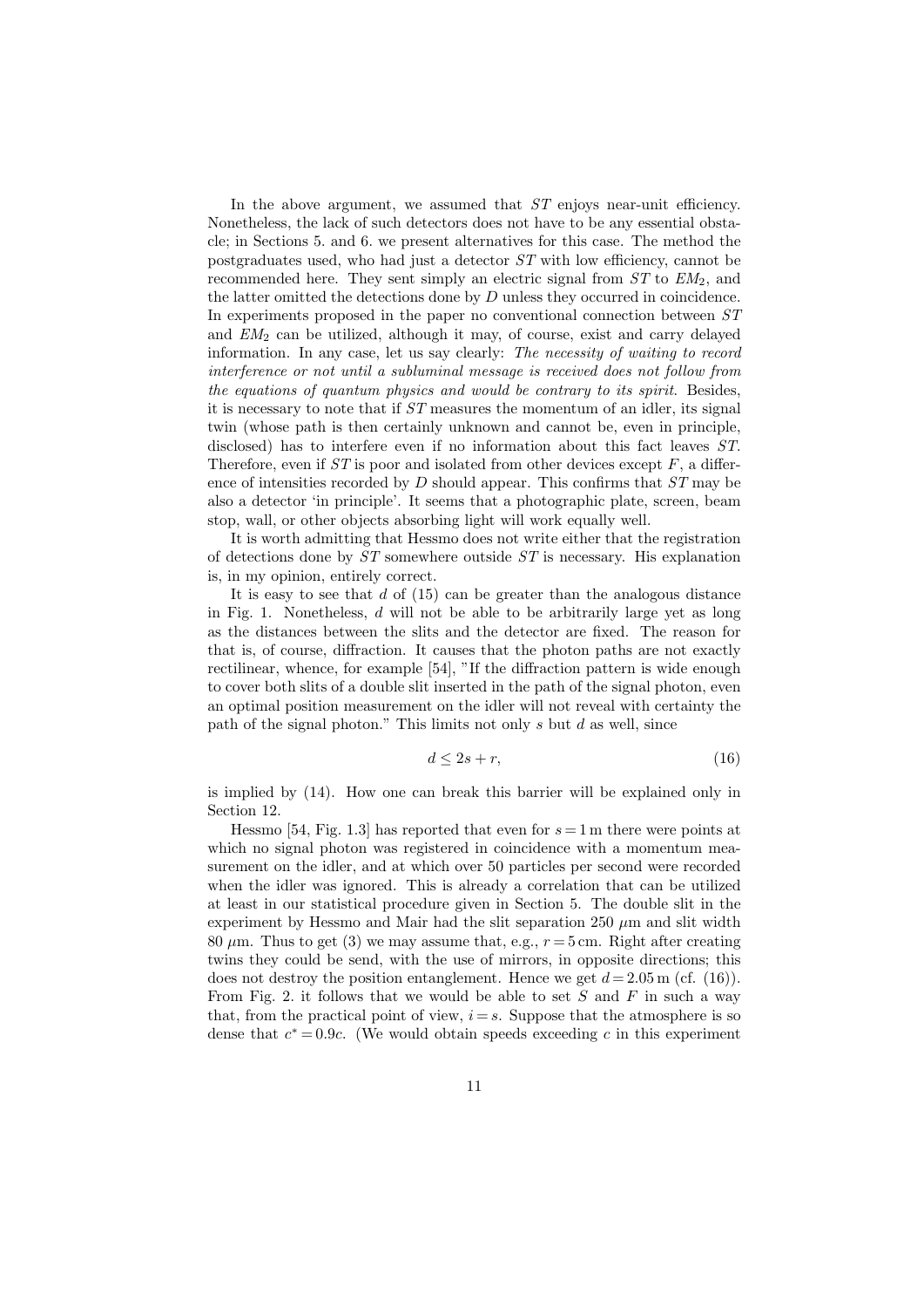In the above argument, we assumed that $ST$ enjoys near-unit efficiency. Nonetheless, the lack of such detectors does not have to be any essential obstacle; in Sections 5. and 6. we present alternatives for this case. The method the postgraduates used, who had just a detector $ST$ with low efficiency, cannot be recommended here. They sent simply an electric signal from $ST$ to $EM_2$, and the latter omitted the detections done by $D$ unless they occurred in coincidence. In experiments proposed in the paper no conventional connection between $ST$ and $EM_2$ can be utilized, although it may, of course, exist and carry delayed information. In any case, let us say clearly: *The necessity of waiting to record interference or not until a subluminal message is received does not follow from the equations of quantum physics and would be contrary to its spirit.* Besides, it is necessary to note that if $ST$ measures the momentum of an idler, its signal twin (whose path is then certainly unknown and cannot be, even in principle, disclosed) has to interfere even if no information about this fact leaves $ST$. Therefore, even if $ST$ is poor and isolated from other devices except $F$, a difference of intensities recorded by $D$ should appear. This confirms that $ST$ may be also a detector 'in principle'. It seems that a photographic plate, screen, beam stop, wall, or other objects absorbing light will work equally well.

It is worth admitting that Hessmo does not write either that the registration of detections done by $ST$ somewhere outside $ST$ is necessary. His explanation is, in my opinion, entirely correct.

It is easy to see that $d$ of (15) can be greater than the analogous distance in Fig. 1. Nonetheless, $d$ will not be able to be arbitrarily large yet as long as the distances between the slits and the detector are fixed. The reason for that is, of course, diffraction. It causes that the photon paths are not exactly rectilinear, whence, for example [54], "If the diffraction pattern is wide enough to cover both slits of a double slit inserted in the path of the signal photon, even an optimal position measurement on the idler will not reveal with certainty the path of the signal photon." This limits not only $s$ but $d$ as well, since

$$d \leq 2s + r, \tag{16}$$

is implied by (14). How one can break this barrier will be explained only in Section 12.

Hessmo [54, Fig. 1.3] has reported that even for $s = 1\,\text{m}$ there were points at which no signal photon was registered in coincidence with a momentum measurement on the idler, and at which over 50 particles per second were recorded when the idler was ignored. This is already a correlation that can be utilized at least in our statistical procedure given in Section 5. The double slit in the experiment by Hessmo and Mair had the slit separation 250 $\mu$m and slit width 80 $\mu$m. Thus to get (3) we may assume that, e.g., $r = 5\,\text{cm}$. Right after creating twins they could be send, with the use of mirrors, in opposite directions; this does not destroy the position entanglement. Hence we get $d = 2.05\,\text{m}$ (cf. (16)). From Fig. 2. it follows that we would be able to set $S$ and $F$ in such a way that, from the practical point of view, $i = s$. Suppose that the atmosphere is so dense that $c^* = 0.9c$. (We would obtain speeds exceeding $c$ in this experiment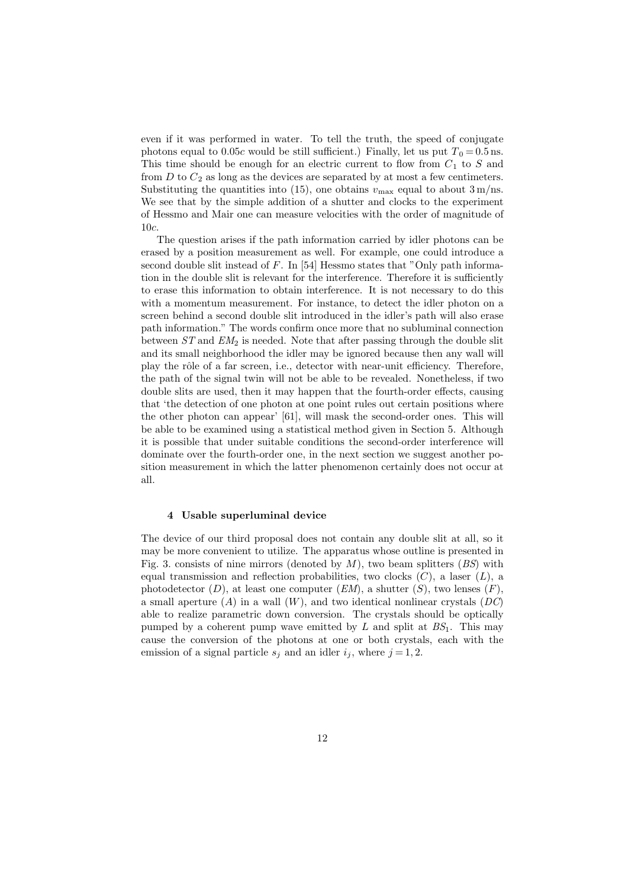even if it was performed in water. To tell the truth, the speed of conjugate photons equal to $0.05c$ would be still sufficient.) Finally, let us put $T_0 = 0.5\,\text{ns}$. This time should be enough for an electric current to flow from $C_1$ to $S$ and from $D$ to $C_2$ as long as the devices are separated by at most a few centimeters. Substituting the quantities into (15), one obtains $v_{\max}$ equal to about $3\,\text{m/ns}$. We see that by the simple addition of a shutter and clocks to the experiment of Hessmo and Mair one can measure velocities with the order of magnitude of $10c$.

The question arises if the path information carried by idler photons can be erased by a position measurement as well. For example, one could introduce a second double slit instead of $F$. In [54] Hessmo states that "Only path information in the double slit is relevant for the interference. Therefore it is sufficiently to erase this information to obtain interference. It is not necessary to do this with a momentum measurement. For instance, to detect the idler photon on a screen behind a second double slit introduced in the idler's path will also erase path information." The words confirm once more that no subluminal connection between $ST$ and $EM_2$ is needed. Note that after passing through the double slit and its small neighborhood the idler may be ignored because then any wall will play the rôle of a far screen, i.e., detector with near-unit efficiency. Therefore, the path of the signal twin will not be able to be revealed. Nonetheless, if two double slits are used, then it may happen that the fourth-order effects, causing that 'the detection of one photon at one point rules out certain positions where the other photon can appear' [61], will mask the second-order ones. This will be able to be examined using a statistical method given in Section 5. Although it is possible that under suitable conditions the second-order interference will dominate over the fourth-order one, in the next section we suggest another position measurement in which the latter phenomenon certainly does not occur at all.

## 4 Usable superluminal device

The device of our third proposal does not contain any double slit at all, so it may be more convenient to utilize. The apparatus whose outline is presented in Fig. 3. consists of nine mirrors (denoted by $M$), two beam splitters ($BS$) with equal transmission and reflection probabilities, two clocks ($C$), a laser ($L$), a photodetector ($D$), at least one computer ($EM$), a shutter ($S$), two lenses ($F$), a small aperture ($A$) in a wall ($W$), and two identical nonlinear crystals ($DC$) able to realize parametric down conversion. The crystals should be optically pumped by a coherent pump wave emitted by $L$ and split at $BS_1$. This may cause the conversion of the photons at one or both crystals, each with the emission of a signal particle $s_j$ and an idler $i_j$, where $j = 1, 2$.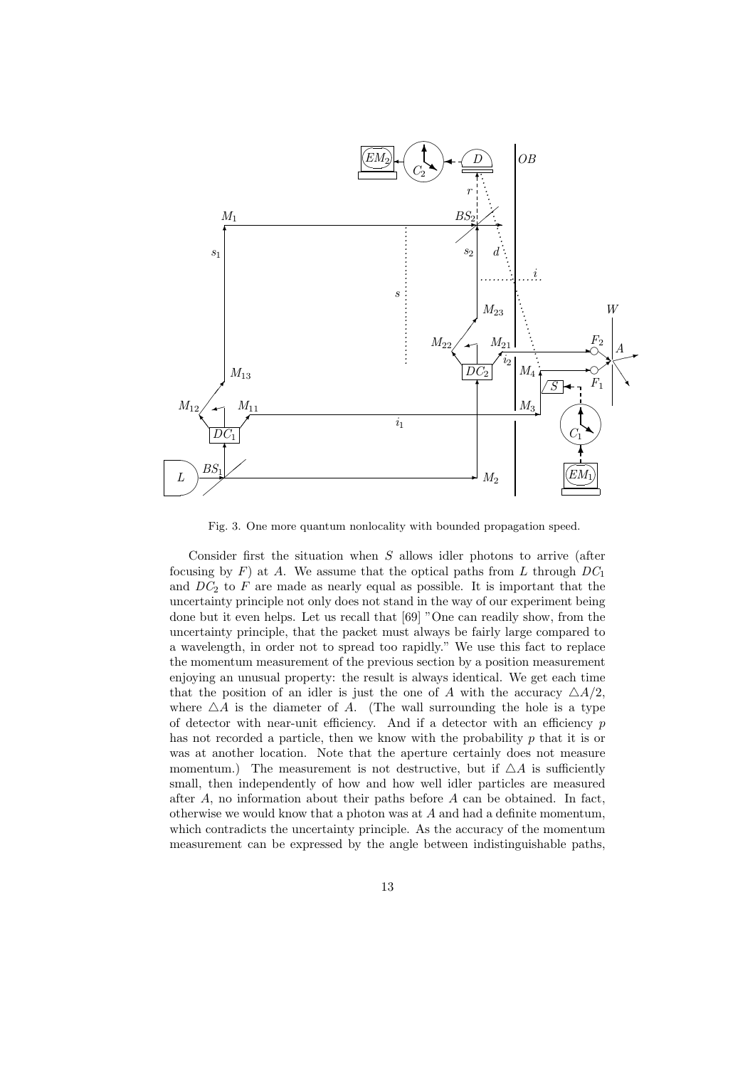Fig. 3. One more quantum nonlocality with bounded propagation speed.

Consider first the situation when $S$ allows idler photons to arrive (after focusing by $F$) at $A$. We assume that the optical paths from $L$ through $DC_1$ and $DC_2$ to $F$ are made as nearly equal as possible. It is important that the uncertainty principle not only does not stand in the way of our experiment being done but it even helps. Let us recall that [69] "One can readily show, from the uncertainty principle, that the packet must always be fairly large compared to a wavelength, in order not to spread too rapidly." We use this fact to replace the momentum measurement of the previous section by a position measurement enjoying an unusual property: the result is always identical. We get each time that the position of an idler is just the one of $A$ with the accuracy $\triangle A/2$, where $\triangle A$ is the diameter of $A$. (The wall surrounding the hole is a type of detector with near-unit efficiency. And if a detector with an efficiency $p$ has not recorded a particle, then we know with the probability $p$ that it is or was at another location. Note that the aperture certainly does not measure momentum.) The measurement is not destructive, but if $\triangle A$ is sufficiently small, then independently of how and how well idler particles are measured after $A$, no information about their paths before $A$ can be obtained. In fact, otherwise we would know that a photon was at $A$ and had a definite momentum, which contradicts the uncertainty principle. As the accuracy of the momentum measurement can be expressed by the angle between indistinguishable paths,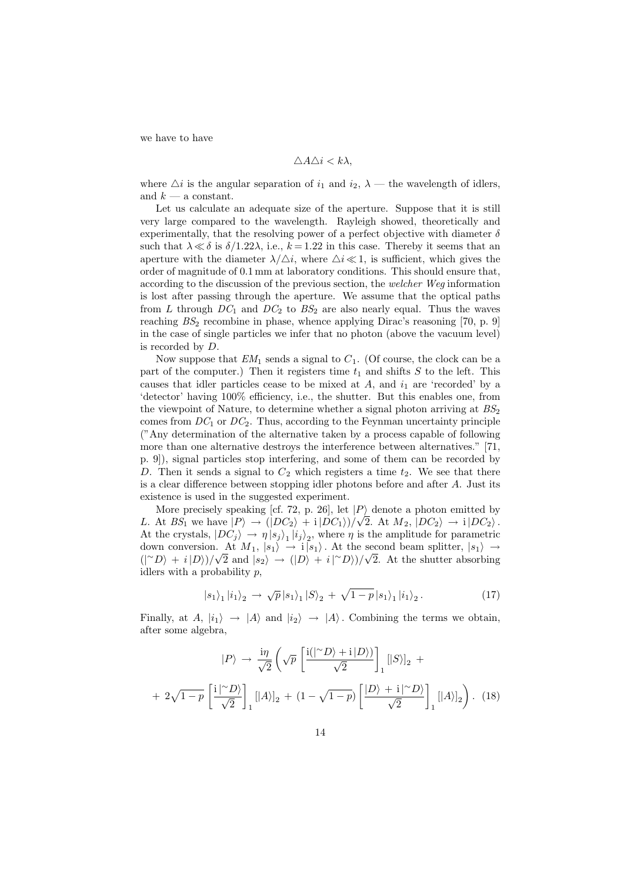we have to have

$$\triangle A \triangle i < k\lambda,$$

where $\triangle i$ is the angular separation of $i_1$ and $i_2$, $\lambda$ — the wavelength of idlers, and $k$ — a constant.

Let us calculate an adequate size of the aperture. Suppose that it is still very large compared to the wavelength. Rayleigh showed, theoretically and experimentally, that the resolving power of a perfect objective with diameter $\delta$ such that $\lambda \ll \delta$ is $\delta/1.22\lambda$, i.e., $k = 1.22$ in this case. Thereby it seems that an aperture with the diameter $\lambda/\triangle i$, where $\triangle i \ll 1$, is sufficient, which gives the order of magnitude of 0.1 mm at laboratory conditions. This should ensure that, according to the discussion of the previous section, the *welcher Weg* information is lost after passing through the aperture. We assume that the optical paths from $L$ through $DC_1$ and $DC_2$ to $BS_2$ are also nearly equal. Thus the waves reaching $BS_2$ recombine in phase, whence applying Dirac's reasoning [70, p. 9] in the case of single particles we infer that no photon (above the vacuum level) is recorded by $D$.

Now suppose that $EM_1$ sends a signal to $C_1$. (Of course, the clock can be a part of the computer.) Then it registers time $t_1$ and shifts $S$ to the left. This causes that idler particles cease to be mixed at $A$, and $i_1$ are 'recorded' by a 'detector' having 100% efficiency, i.e., the shutter. But this enables one, from the viewpoint of Nature, to determine whether a signal photon arriving at $BS_2$ comes from $DC_1$ or $DC_2$. Thus, according to the Feynman uncertainty principle ("Any determination of the alternative taken by a process capable of following more than one alternative destroys the interference between alternatives." [71, p. 9]), signal particles stop interfering, and some of them can be recorded by $D$. Then it sends a signal to $C_2$ which registers a time $t_2$. We see that there is a clear difference between stopping idler photons before and after $A$. Just its existence is used in the suggested experiment.

More precisely speaking [cf. 72, p. 26], let $|P\rangle$ denote a photon emitted by $L$. At $BS_1$ we have $|P\rangle \rightarrow (|DC_2\rangle + \mathrm{i}\,|DC_1\rangle)/\sqrt{2}$. At $M_2$, $|DC_2\rangle \rightarrow \mathrm{i}\,|DC_2\rangle$. At the crystals, $|DC_j\rangle \rightarrow \eta\,|s_j\rangle_1\,|i_j\rangle_2$, where $\eta$ is the amplitude for parametric down conversion. At $M_1$, $|s_1\rangle \rightarrow \mathrm{i}\,|s_1\rangle$. At the second beam splitter, $|s_1\rangle \rightarrow (|{\sim}D\rangle + i\,|D\rangle)/\sqrt{2}$ and $|s_2\rangle \rightarrow (|D\rangle + i\,|{\sim}D\rangle)/\sqrt{2}$. At the shutter absorbing idlers with a probability $p$,

$$|s_1\rangle_1\,|i_1\rangle_2 \rightarrow \sqrt{p}\,|s_1\rangle_1\,|S\rangle_2 + \sqrt{1-p}\,|s_1\rangle_1\,|i_1\rangle_2\,. \tag{17}$$

Finally, at $A$, $|i_1\rangle \rightarrow |A\rangle$ and $|i_2\rangle \rightarrow |A\rangle$. Combining the terms we obtain, after some algebra,

$$|P\rangle \rightarrow \frac{\mathrm{i}\eta}{\sqrt{2}}\left(\sqrt{p}\left[\frac{\mathrm{i}(|{\sim}D\rangle + \mathrm{i}\,|D\rangle)}{\sqrt{2}}\right]_1 [|S\rangle]_2 + \right.$$

$$\left. + \; 2\sqrt{1-p}\left[\frac{\mathrm{i}\,|{\sim}D\rangle}{\sqrt{2}}\right]_1 [|A\rangle]_2 + (1-\sqrt{1-p})\left[\frac{|D\rangle + \mathrm{i}\,|{\sim}D\rangle}{\sqrt{2}}\right]_1 [|A\rangle]_2\right). \tag{18}$$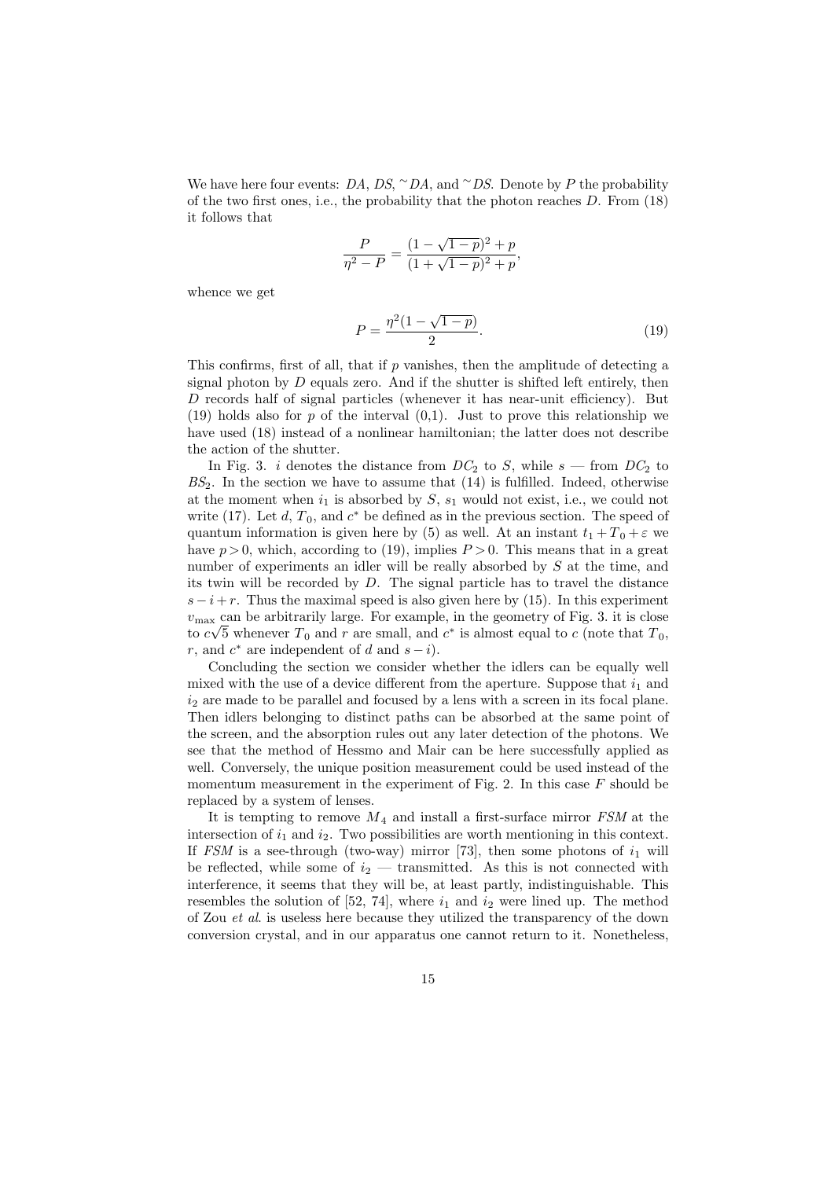We have here four events: $DA$, $DS$, $^{\sim}DA$, and $^{\sim}DS$. Denote by $P$ the probability of the two first ones, i.e., the probability that the photon reaches $D$. From (18) it follows that

$$\frac{P}{\eta^2 - P} = \frac{(1-\sqrt{1-p})^2 + p}{(1+\sqrt{1-p})^2 + p},$$

whence we get

$$P = \frac{\eta^2(1-\sqrt{1-p})}{2}. \tag{19}$$

This confirms, first of all, that if $p$ vanishes, then the amplitude of detecting a signal photon by $D$ equals zero. And if the shutter is shifted left entirely, then $D$ records half of signal particles (whenever it has near-unit efficiency). But (19) holds also for $p$ of the interval (0,1). Just to prove this relationship we have used (18) instead of a nonlinear hamiltonian; the latter does not describe the action of the shutter.

In Fig. 3. $i$ denotes the distance from $DC_2$ to $S$, while $s$ — from $DC_2$ to $BS_2$. In the section we have to assume that (14) is fulfilled. Indeed, otherwise at the moment when $i_1$ is absorbed by $S$, $s_1$ would not exist, i.e., we could not write (17). Let $d$, $T_0$, and $c^*$ be defined as in the previous section. The speed of quantum information is given here by (5) as well. At an instant $t_1 + T_0 + \varepsilon$ we have $p > 0$, which, according to (19), implies $P > 0$. This means that in a great number of experiments an idler will be really absorbed by $S$ at the time, and its twin will be recorded by $D$. The signal particle has to travel the distance $s - i + r$. Thus the maximal speed is also given here by (15). In this experiment $v_{\max}$ can be arbitrarily large. For example, in the geometry of Fig. 3. it is close to $c\sqrt{5}$ whenever $T_0$ and $r$ are small, and $c^*$ is almost equal to $c$ (note that $T_0$, $r$, and $c^*$ are independent of $d$ and $s - i$).

Concluding the section we consider whether the idlers can be equally well mixed with the use of a device different from the aperture. Suppose that $i_1$ and $i_2$ are made to be parallel and focused by a lens with a screen in its focal plane. Then idlers belonging to distinct paths can be absorbed at the same point of the screen, and the absorption rules out any later detection of the photons. We see that the method of Hessmo and Mair can be here successfully applied as well. Conversely, the unique position measurement could be used instead of the momentum measurement in the experiment of Fig. 2. In this case $F$ should be replaced by a system of lenses.

It is tempting to remove $M_4$ and install a first-surface mirror *FSM* at the intersection of $i_1$ and $i_2$. Two possibilities are worth mentioning in this context. If *FSM* is a see-through (two-way) mirror [73], then some photons of $i_1$ will be reflected, while some of $i_2$ — transmitted. As this is not connected with interference, it seems that they will be, at least partly, indistinguishable. This resembles the solution of [52, 74], where $i_1$ and $i_2$ were lined up. The method of Zou *et al*. is useless here because they utilized the transparency of the down conversion crystal, and in our apparatus one cannot return to it. Nonetheless,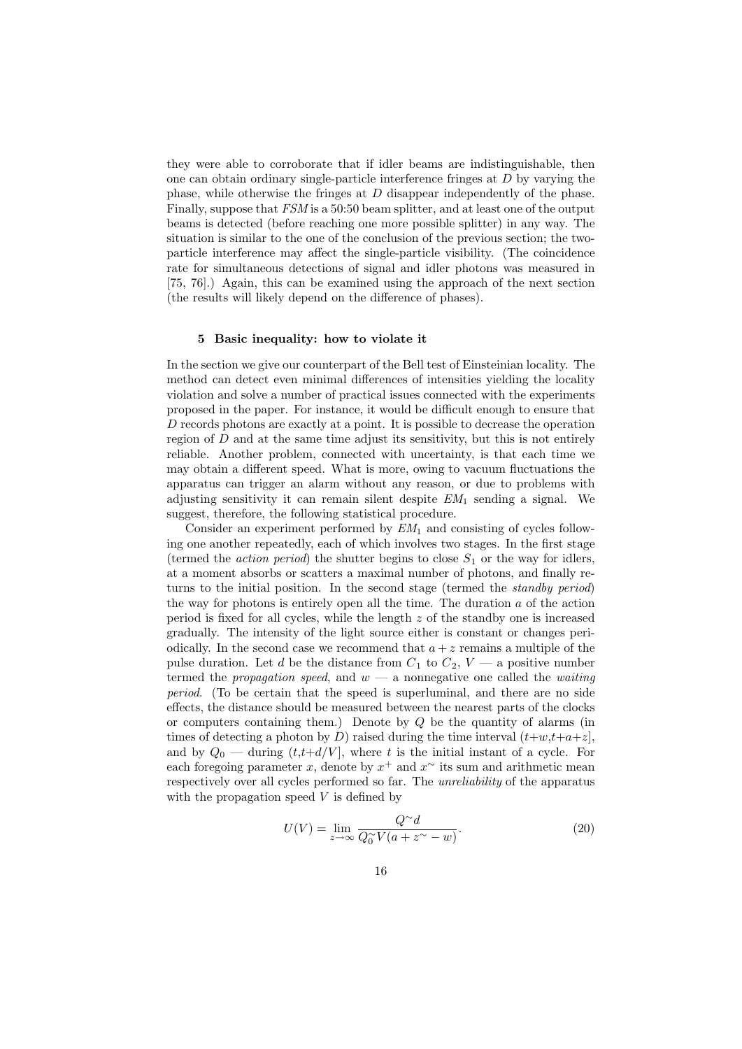they were able to corroborate that if idler beams are indistinguishable, then one can obtain ordinary single-particle interference fringes at $D$ by varying the phase, while otherwise the fringes at $D$ disappear independently of the phase. Finally, suppose that *FSM* is a 50:50 beam splitter, and at least one of the output beams is detected (before reaching one more possible splitter) in any way. The situation is similar to the one of the conclusion of the previous section; the two-particle interference may affect the single-particle visibility. (The coincidence rate for simultaneous detections of signal and idler photons was measured in [75, 76].) Again, this can be examined using the approach of the next section (the results will likely depend on the difference of phases).

## 5 Basic inequality: how to violate it

In the section we give our counterpart of the Bell test of Einsteinian locality. The method can detect even minimal differences of intensities yielding the locality violation and solve a number of practical issues connected with the experiments proposed in the paper. For instance, it would be difficult enough to ensure that $D$ records photons are exactly at a point. It is possible to decrease the operation region of $D$ and at the same time adjust its sensitivity, but this is not entirely reliable. Another problem, connected with uncertainty, is that each time we may obtain a different speed. What is more, owing to vacuum fluctuations the apparatus can trigger an alarm without any reason, or due to problems with adjusting sensitivity it can remain silent despite $EM_1$ sending a signal. We suggest, therefore, the following statistical procedure.

Consider an experiment performed by $EM_1$ and consisting of cycles following one another repeatedly, each of which involves two stages. In the first stage (termed the *action period*) the shutter begins to close $S_1$ or the way for idlers, at a moment absorbs or scatters a maximal number of photons, and finally returns to the initial position. In the second stage (termed the *standby period*) the way for photons is entirely open all the time. The duration $a$ of the action period is fixed for all cycles, while the length $z$ of the standby one is increased gradually. The intensity of the light source either is constant or changes periodically. In the second case we recommend that $a+z$ remains a multiple of the pulse duration. Let $d$ be the distance from $C_1$ to $C_2$, $V$ — a positive number termed the *propagation speed*, and $w$ — a nonnegative one called the *waiting period*. (To be certain that the speed is superluminal, and there are no side effects, the distance should be measured between the nearest parts of the clocks or computers containing them.) Denote by $Q$ be the quantity of alarms (in times of detecting a photon by $D$) raised during the time interval $(t{+}w,t{+}a{+}z]$, and by $Q_0$ — during $(t,t{+}d/V]$, where $t$ is the initial instant of a cycle. For each foregoing parameter $x$, denote by $x^+$ and $x^\sim$ its sum and arithmetic mean respectively over all cycles performed so far. The *unreliability* of the apparatus with the propagation speed $V$ is defined by

$$U(V) = \lim_{z\to\infty} \frac{Q^\sim d}{Q_0^\sim V(a+z^\sim - w)}. \tag{20}$$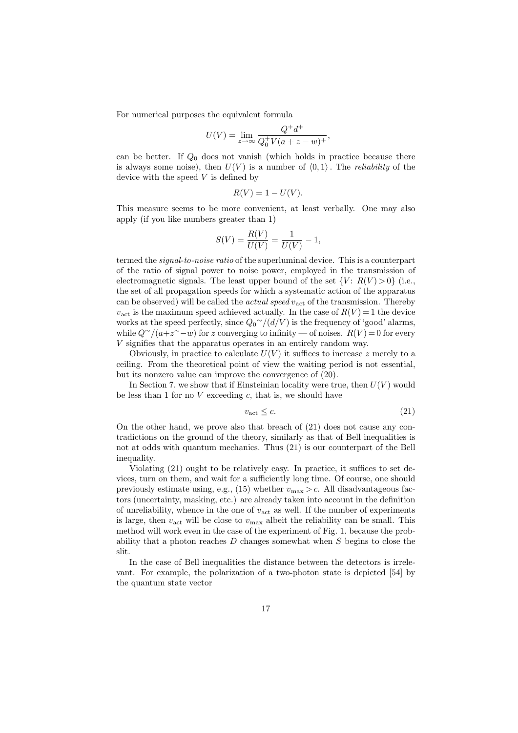For numerical purposes the equivalent formula

$$U(V) = \lim_{z\to\infty} \frac{Q^+ d^+}{Q_0^+ V(a+z-w)^+},$$

can be better. If $Q_0$ does not vanish (which holds in practice because there is always some noise), then $U(V)$ is a number of $\langle 0,1\rangle$. The *reliability* of the device with the speed $V$ is defined by

$$R(V) = 1 - U(V).$$

This measure seems to be more convenient, at least verbally. One may also apply (if you like numbers greater than 1)

$$S(V) = \frac{R(V)}{U(V)} = \frac{1}{U(V)} - 1,$$

termed the *signal-to-noise ratio* of the superluminal device. This is a counterpart of the ratio of signal power to noise power, employed in the transmission of electromagnetic signals. The least upper bound of the set $\{V\colon R(V) > 0\}$ (i.e., the set of all propagation speeds for which a systematic action of the apparatus can be observed) will be called the *actual speed* $v_{\mathrm{act}}$ of the transmission. Thereby $v_{\mathrm{act}}$ is the maximum speed achieved actually. In the case of $R(V) = 1$ the device works at the speed perfectly, since ${Q_0}^{\sim}/(d/V)$ is the frequency of 'good' alarms, while $Q^{\sim}/(a+z^{\sim}-w)$ for $z$ converging to infinity — of noises. $R(V) = 0$ for every $V$ signifies that the apparatus operates in an entirely random way.

Obviously, in practice to calculate $U(V)$ it suffices to increase $z$ merely to a ceiling. From the theoretical point of view the waiting period is not essential, but its nonzero value can improve the convergence of (20).

In Section 7. we show that if Einsteinian locality were true, then $U(V)$ would be less than 1 for no $V$ exceeding $c$, that is, we should have

$$v_{\mathrm{act}} \le c. \tag{21}$$

On the other hand, we prove also that breach of (21) does not cause any contradictions on the ground of the theory, similarly as that of Bell inequalities is not at odds with quantum mechanics. Thus (21) is our counterpart of the Bell inequality.

Violating (21) ought to be relatively easy. In practice, it suffices to set devices, turn on them, and wait for a sufficiently long time. Of course, one should previously estimate using, e.g., (15) whether $v_{\max} > c$. All disadvantageous factors (uncertainty, masking, etc.) are already taken into account in the definition of unreliability, whence in the one of $v_{\mathrm{act}}$ as well. If the number of experiments is large, then $v_{\mathrm{act}}$ will be close to $v_{\max}$ albeit the reliability can be small. This method will work even in the case of the experiment of Fig. 1. because the probability that a photon reaches $D$ changes somewhat when $S$ begins to close the slit.

In the case of Bell inequalities the distance between the detectors is irrelevant. For example, the polarization of a two-photon state is depicted [54] by the quantum state vector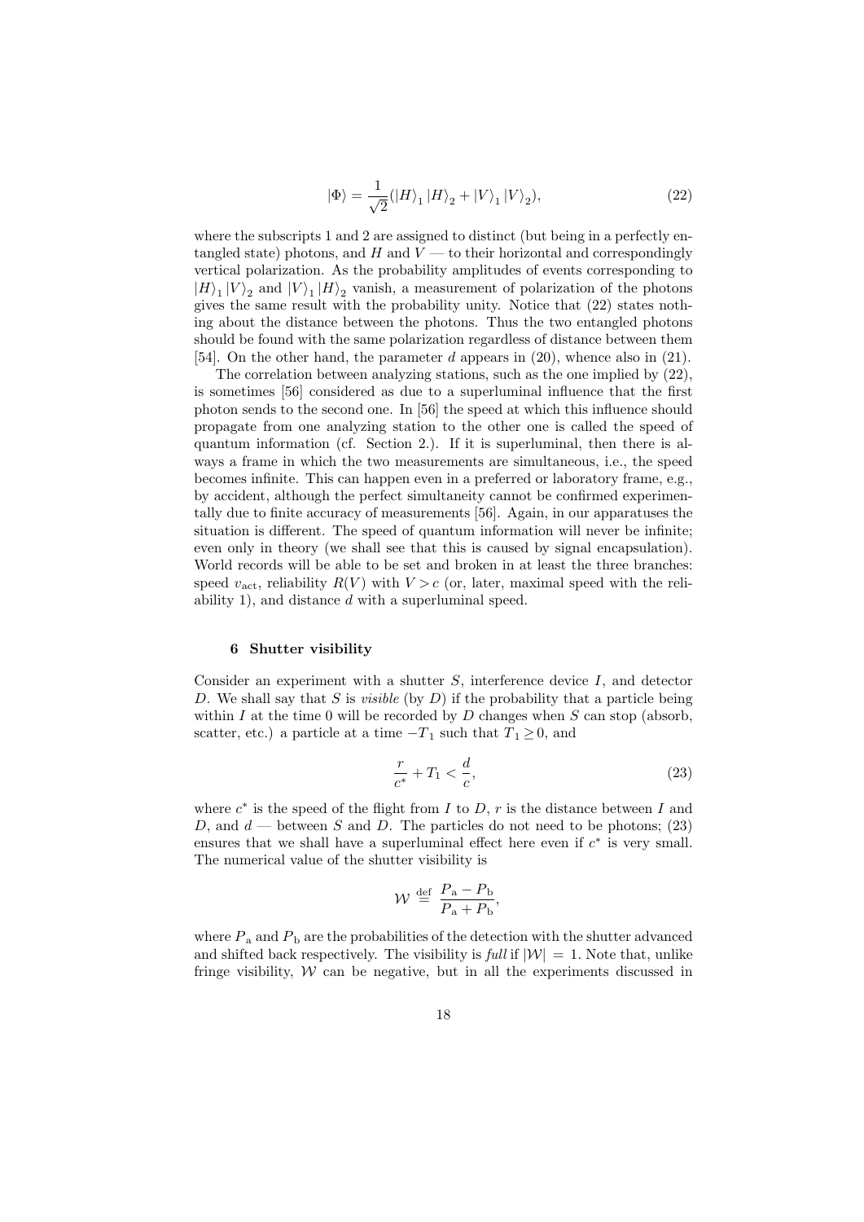$$|\Phi\rangle = \frac{1}{\sqrt{2}}(|H\rangle_1 |H\rangle_2 + |V\rangle_1 |V\rangle_2), \tag{22}$$

where the subscripts 1 and 2 are assigned to distinct (but being in a perfectly entangled state) photons, and $H$ and $V$ — to their horizontal and correspondingly vertical polarization. As the probability amplitudes of events corresponding to $|H\rangle_1 |V\rangle_2$ and $|V\rangle_1 |H\rangle_2$ vanish, a measurement of polarization of the photons gives the same result with the probability unity. Notice that (22) states nothing about the distance between the photons. Thus the two entangled photons should be found with the same polarization regardless of distance between them [54]. On the other hand, the parameter $d$ appears in (20), whence also in (21).

The correlation between analyzing stations, such as the one implied by (22), is sometimes [56] considered as due to a superluminal influence that the first photon sends to the second one. In [56] the speed at which this influence should propagate from one analyzing station to the other one is called the speed of quantum information (cf. Section 2.). If it is superluminal, then there is always a frame in which the two measurements are simultaneous, i.e., the speed becomes infinite. This can happen even in a preferred or laboratory frame, e.g., by accident, although the perfect simultaneity cannot be confirmed experimentally due to finite accuracy of measurements [56]. Again, in our apparatuses the situation is different. The speed of quantum information will never be infinite; even only in theory (we shall see that this is caused by signal encapsulation). World records will be able to be set and broken in at least the three branches: speed $v_{\mathrm{act}}$, reliability $R(V)$ with $V > c$ (or, later, maximal speed with the reliability 1), and distance $d$ with a superluminal speed.

## 6 Shutter visibility

Consider an experiment with a shutter $S$, interference device $I$, and detector $D$. We shall say that $S$ is *visible* (by $D$) if the probability that a particle being within $I$ at the time 0 will be recorded by $D$ changes when $S$ can stop (absorb, scatter, etc.) a particle at a time $-T_1$ such that $T_1 \geq 0$, and

$$\frac{r}{c^*} + T_1 < \frac{d}{c}, \tag{23}$$

where $c^*$ is the speed of the flight from $I$ to $D$, $r$ is the distance between $I$ and $D$, and $d$ — between $S$ and $D$. The particles do not need to be photons; (23) ensures that we shall have a superluminal effect here even if $c^*$ is very small. The numerical value of the shutter visibility is

$$\mathcal{W} \stackrel{\text{def}}{=} \frac{P_{\mathrm{a}} - P_{\mathrm{b}}}{P_{\mathrm{a}} + P_{\mathrm{b}}},$$

where $P_{\mathrm{a}}$ and $P_{\mathrm{b}}$ are the probabilities of the detection with the shutter advanced and shifted back respectively. The visibility is *full* if $|\mathcal{W}| = 1$. Note that, unlike fringe visibility, $\mathcal{W}$ can be negative, but in all the experiments discussed in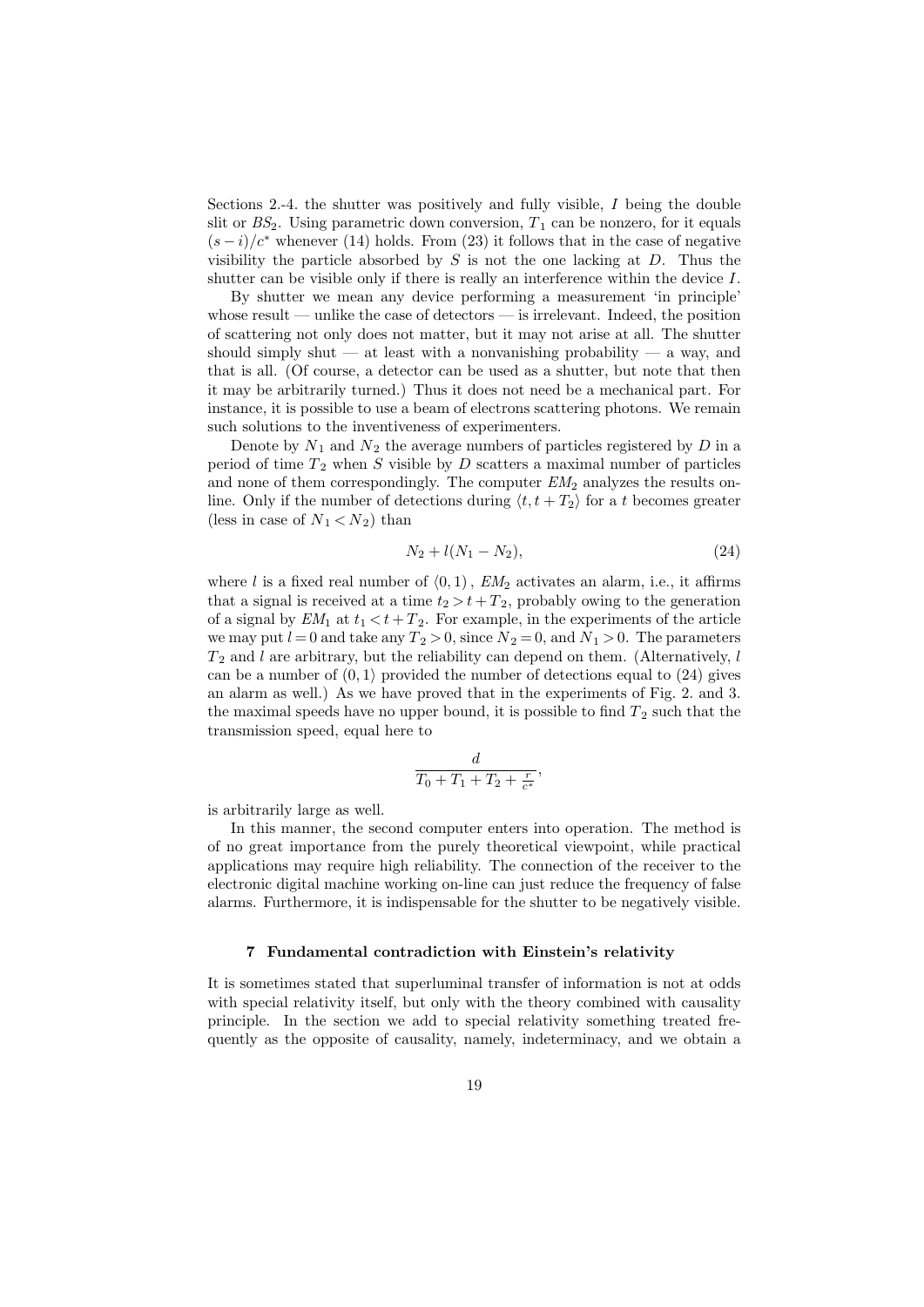Sections 2.-4. the shutter was positively and fully visible, $I$ being the double slit or $BS_2$. Using parametric down conversion, $T_1$ can be nonzero, for it equals $(s-i)/c^*$ whenever (14) holds. From (23) it follows that in the case of negative visibility the particle absorbed by $S$ is not the one lacking at $D$. Thus the shutter can be visible only if there is really an interference within the device $I$.

By shutter we mean any device performing a measurement 'in principle' whose result — unlike the case of detectors — is irrelevant. Indeed, the position of scattering not only does not matter, but it may not arise at all. The shutter should simply shut — at least with a nonvanishing probability — a way, and that is all. (Of course, a detector can be used as a shutter, but note that then it may be arbitrarily turned.) Thus it does not need be a mechanical part. For instance, it is possible to use a beam of electrons scattering photons. We remain such solutions to the inventiveness of experimenters.

Denote by $N_1$ and $N_2$ the average numbers of particles registered by $D$ in a period of time $T_2$ when $S$ visible by $D$ scatters a maximal number of particles and none of them correspondingly. The computer $EM_2$ analyzes the results on-line. Only if the number of detections during $\langle t, t+T_2\rangle$ for a $t$ becomes greater (less in case of $N_1 < N_2$) than

$$N_2 + l(N_1 - N_2), \tag{24}$$

where $l$ is a fixed real number of $\langle 0, 1)$ , $EM_2$ activates an alarm, i.e., it affirms that a signal is received at a time $t_2 > t + T_2$, probably owing to the generation of a signal by $EM_1$ at $t_1 < t + T_2$. For example, in the experiments of the article we may put $l = 0$ and take any $T_2 > 0$, since $N_2 = 0$, and $N_1 > 0$. The parameters $T_2$ and $l$ are arbitrary, but the reliability can depend on them. (Alternatively, $l$ can be a number of $(0, 1\rangle$ provided the number of detections equal to (24) gives an alarm as well.) As we have proved that in the experiments of Fig. 2. and 3. the maximal speeds have no upper bound, it is possible to find $T_2$ such that the transmission speed, equal here to

$$\frac{d}{T_0 + T_1 + T_2 + \frac{r}{c^*}},$$

is arbitrarily large as well.

In this manner, the second computer enters into operation. The method is of no great importance from the purely theoretical viewpoint, while practical applications may require high reliability. The connection of the receiver to the electronic digital machine working on-line can just reduce the frequency of false alarms. Furthermore, it is indispensable for the shutter to be negatively visible.

## 7 Fundamental contradiction with Einstein's relativity

It is sometimes stated that superluminal transfer of information is not at odds with special relativity itself, but only with the theory combined with causality principle. In the section we add to special relativity something treated frequently as the opposite of causality, namely, indeterminacy, and we obtain a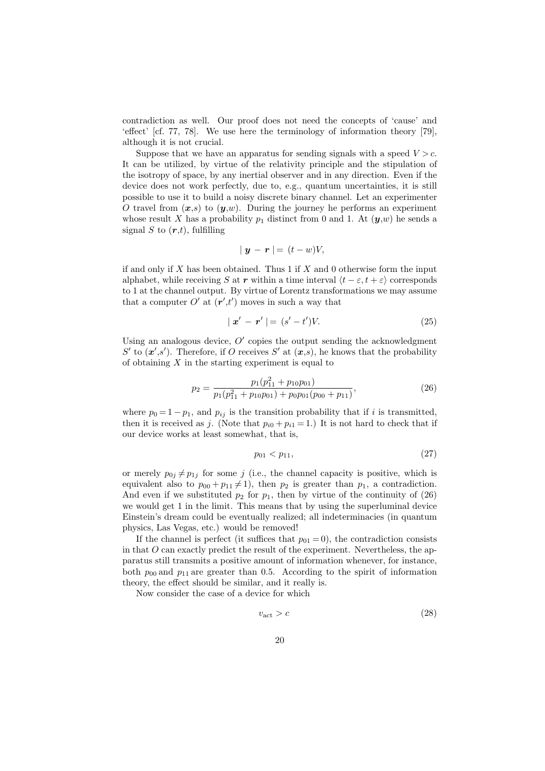contradiction as well. Our proof does not need the concepts of 'cause' and 'effect' [cf. 77, 78]. We use here the terminology of information theory [79], although it is not crucial.

Suppose that we have an apparatus for sending signals with a speed $V > c$. It can be utilized, by virtue of the relativity principle and the stipulation of the isotropy of space, by any inertial observer and in any direction. Even if the device does not work perfectly, due to, e.g., quantum uncertainties, it is still possible to use it to build a noisy discrete binary channel. Let an experimenter $O$ travel from $(\boldsymbol{x},s)$ to $(\boldsymbol{y},w)$. During the journey he performs an experiment whose result $X$ has a probability $p_1$ distinct from 0 and 1. At $(\boldsymbol{y},w)$ he sends a signal $S$ to $(\boldsymbol{r},t)$, fulfilling

$$\mid \boldsymbol{y} - \boldsymbol{r} \mid = (t - w)V,$$

if and only if $X$ has been obtained. Thus 1 if $X$ and 0 otherwise form the input alphabet, while receiving $S$ at $\boldsymbol{r}$ within a time interval $\langle t - \varepsilon, t + \varepsilon \rangle$ corresponds to 1 at the channel output. By virtue of Lorentz transformations we may assume that a computer $O'$ at $(\boldsymbol{r}',t')$ moves in such a way that

$$\mid \boldsymbol{x}' - \boldsymbol{r}' \mid = (s' - t')V. \tag{25}$$

Using an analogous device, $O'$ copies the output sending the acknowledgment $S'$ to $(\boldsymbol{x}',s')$. Therefore, if $O$ receives $S'$ at $(\boldsymbol{x},s)$, he knows that the probability of obtaining $X$ in the starting experiment is equal to

$$p_2 = \frac{p_1(p_{11}^2 + p_{10}p_{01})}{p_1(p_{11}^2 + p_{10}p_{01}) + p_0 p_{01}(p_{00} + p_{11})}, \tag{26}$$

where $p_0 = 1 - p_1$, and $p_{ij}$ is the transition probability that if $i$ is transmitted, then it is received as $j$. (Note that $p_{i0} + p_{i1} = 1$.) It is not hard to check that if our device works at least somewhat, that is,

$$p_{01} < p_{11}, \tag{27}$$

or merely $p_{0j} \neq p_{1j}$ for some $j$ (i.e., the channel capacity is positive, which is equivalent also to $p_{00} + p_{11} \neq 1$), then $p_2$ is greater than $p_1$, a contradiction. And even if we substituted $p_2$ for $p_1$, then by virtue of the continuity of (26) we would get 1 in the limit. This means that by using the superluminal device Einstein's dream could be eventually realized; all indeterminacies (in quantum physics, Las Vegas, etc.) would be removed!

If the channel is perfect (it suffices that $p_{01} = 0$), the contradiction consists in that $O$ can exactly predict the result of the experiment. Nevertheless, the apparatus still transmits a positive amount of information whenever, for instance, both $p_{00}$ and $p_{11}$ are greater than 0.5. According to the spirit of information theory, the effect should be similar, and it really is.

Now consider the case of a device for which

$$v_{\text{act}} > c \tag{28}$$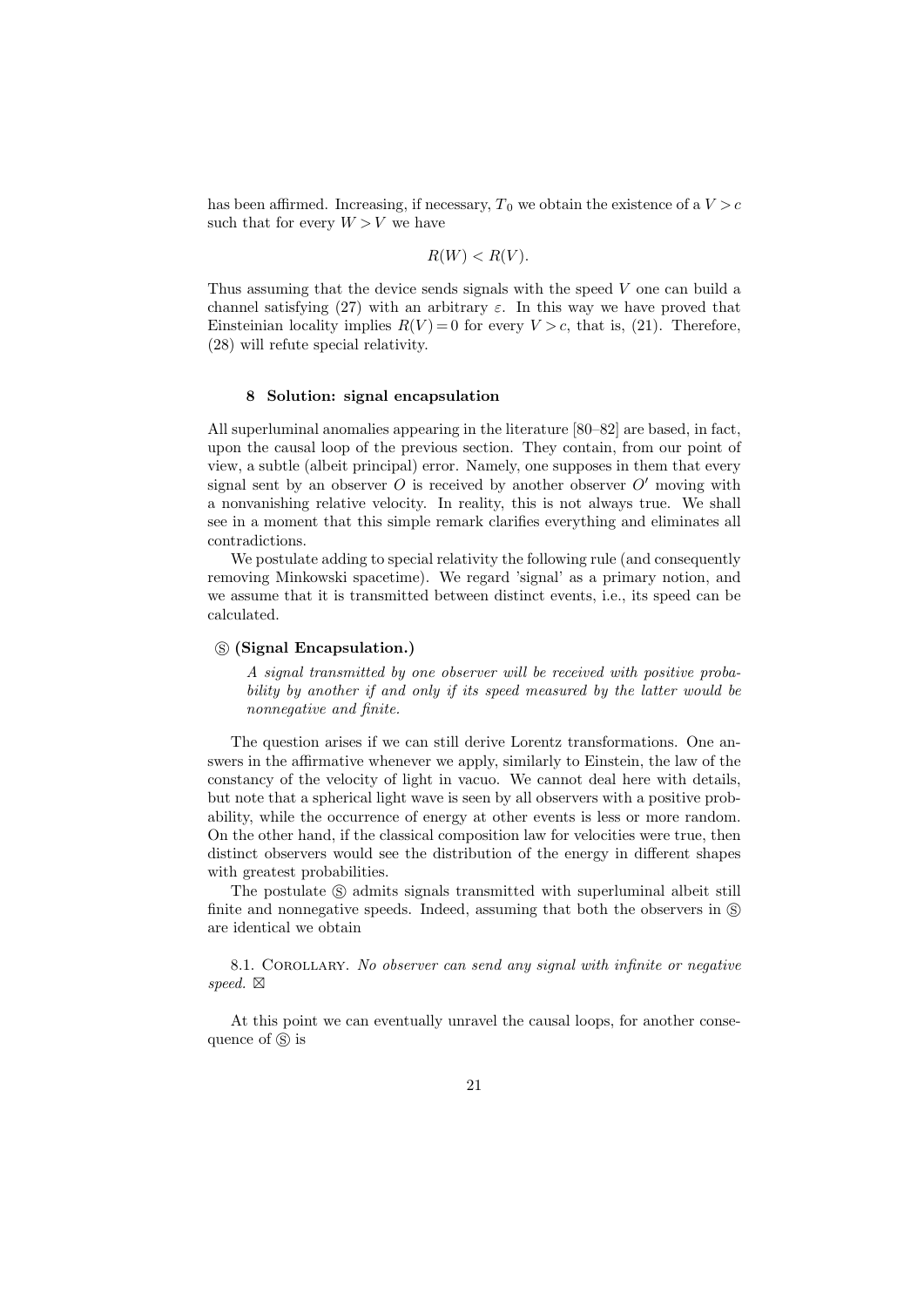has been affirmed. Increasing, if necessary, $T_0$ we obtain the existence of a $V > c$ such that for every $W > V$ we have

$$R(W) < R(V).$$

Thus assuming that the device sends signals with the speed $V$ one can build a channel satisfying (27) with an arbitrary $\varepsilon$. In this way we have proved that Einsteinian locality implies $R(V) = 0$ for every $V > c$, that is, (21). Therefore, (28) will refute special relativity.

## 8 Solution: signal encapsulation

All superluminal anomalies appearing in the literature [80–82] are based, in fact, upon the causal loop of the previous section. They contain, from our point of view, a subtle (albeit principal) error. Namely, one supposes in them that every signal sent by an observer $O$ is received by another observer $O'$ moving with a nonvanishing relative velocity. In reality, this is not always true. We shall see in a moment that this simple remark clarifies everything and eliminates all contradictions.

We postulate adding to special relativity the following rule (and consequently removing Minkowski spacetime). We regard 'signal' as a primary notion, and we assume that it is transmitted between distinct events, i.e., its speed can be calculated.

Ⓢ **(Signal Encapsulation.)**

> *A signal transmitted by one observer will be received with positive probability by another if and only if its speed measured by the latter would be nonnegative and finite.*

The question arises if we can still derive Lorentz transformations. One answers in the affirmative whenever we apply, similarly to Einstein, the law of the constancy of the velocity of light in vacuo. We cannot deal here with details, but note that a spherical light wave is seen by all observers with a positive probability, while the occurrence of energy at other events is less or more random. On the other hand, if the classical composition law for velocities were true, then distinct observers would see the distribution of the energy in different shapes with greatest probabilities.

The postulate Ⓢ admits signals transmitted with superluminal albeit still finite and nonnegative speeds. Indeed, assuming that both the observers in Ⓢ are identical we obtain

8.1. Corollary. *No observer can send any signal with infinite or negative speed.* ⊠

At this point we can eventually unravel the causal loops, for another consequence of Ⓢ is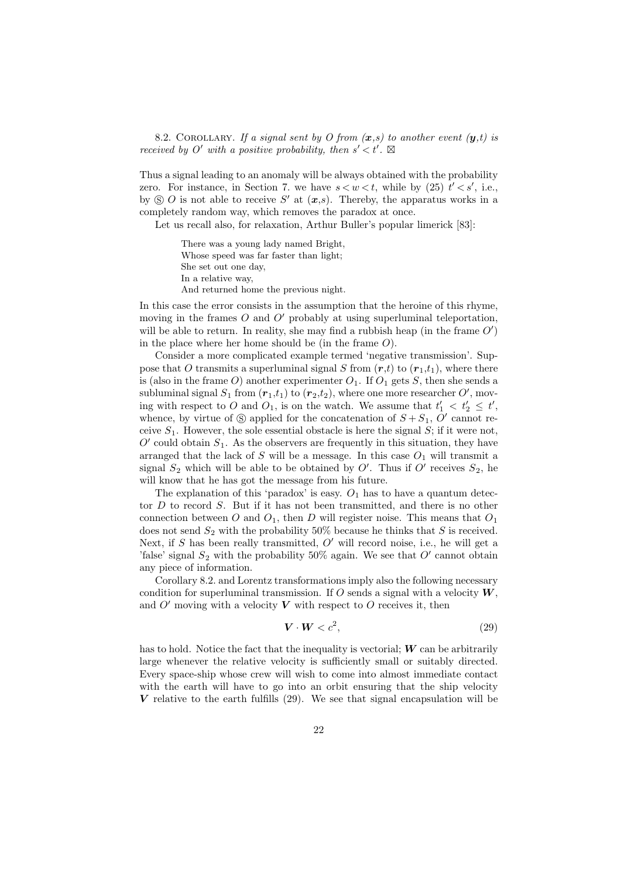8.2. COROLLARY. *If a signal sent by O from $(\boldsymbol{x},s)$ to another event $(\boldsymbol{y},t)$ is received by $O'$ with a positive probability, then $s' < t'$.* $\boxtimes$

Thus a signal leading to an anomaly will be always obtained with the probability zero. For instance, in Section 7. we have $s < w < t$, while by (25) $t' < s'$, i.e., by Ⓢ $O$ is not able to receive $S'$ at $(\boldsymbol{x},s)$. Thereby, the apparatus works in a completely random way, which removes the paradox at once.

Let us recall also, for relaxation, Arthur Buller's popular limerick [83]:

> There was a young lady named Bright,
> Whose speed was far faster than light;
> She set out one day,
> In a relative way,
> And returned home the previous night.

In this case the error consists in the assumption that the heroine of this rhyme, moving in the frames $O$ and $O'$ probably at using superluminal teleportation, will be able to return. In reality, she may find a rubbish heap (in the frame $O'$) in the place where her home should be (in the frame $O$).

Consider a more complicated example termed 'negative transmission'. Suppose that $O$ transmits a superluminal signal $S$ from $(\boldsymbol{r},t)$ to $(\boldsymbol{r}_1,t_1)$, where there is (also in the frame $O$) another experimenter $O_1$. If $O_1$ gets $S$, then she sends a subluminal signal $S_1$ from $(\boldsymbol{r}_1,t_1)$ to $(\boldsymbol{r}_2,t_2)$, where one more researcher $O'$, moving with respect to $O$ and $O_1$, is on the watch. We assume that $t_1' < t_2' \leq t'$, whence, by virtue of Ⓢ applied for the concatenation of $S + S_1$, $O'$ cannot receive $S_1$. However, the sole essential obstacle is here the signal $S$; if it were not, $O'$ could obtain $S_1$. As the observers are frequently in this situation, they have arranged that the lack of $S$ will be a message. In this case $O_1$ will transmit a signal $S_2$ which will be able to be obtained by $O'$. Thus if $O'$ receives $S_2$, he will know that he has got the message from his future.

The explanation of this 'paradox' is easy. $O_1$ has to have a quantum detector $D$ to record $S$. But if it has not been transmitted, and there is no other connection between $O$ and $O_1$, then $D$ will register noise. This means that $O_1$ does not send $S_2$ with the probability 50% because he thinks that $S$ is received. Next, if $S$ has been really transmitted, $O'$ will record noise, i.e., he will get a 'false' signal $S_2$ with the probability 50% again. We see that $O'$ cannot obtain any piece of information.

Corollary 8.2. and Lorentz transformations imply also the following necessary condition for superluminal transmission. If $O$ sends a signal with a velocity $\boldsymbol{W}$, and $O'$ moving with a velocity $\boldsymbol{V}$ with respect to $O$ receives it, then

$$\boldsymbol{V} \cdot \boldsymbol{W} < c^2, \tag{29}$$

has to hold. Notice the fact that the inequality is vectorial; $\boldsymbol{W}$ can be arbitrarily large whenever the relative velocity is sufficiently small or suitably directed. Every space-ship whose crew will wish to come into almost immediate contact with the earth will have to go into an orbit ensuring that the ship velocity $\boldsymbol{V}$ relative to the earth fulfills (29). We see that signal encapsulation will be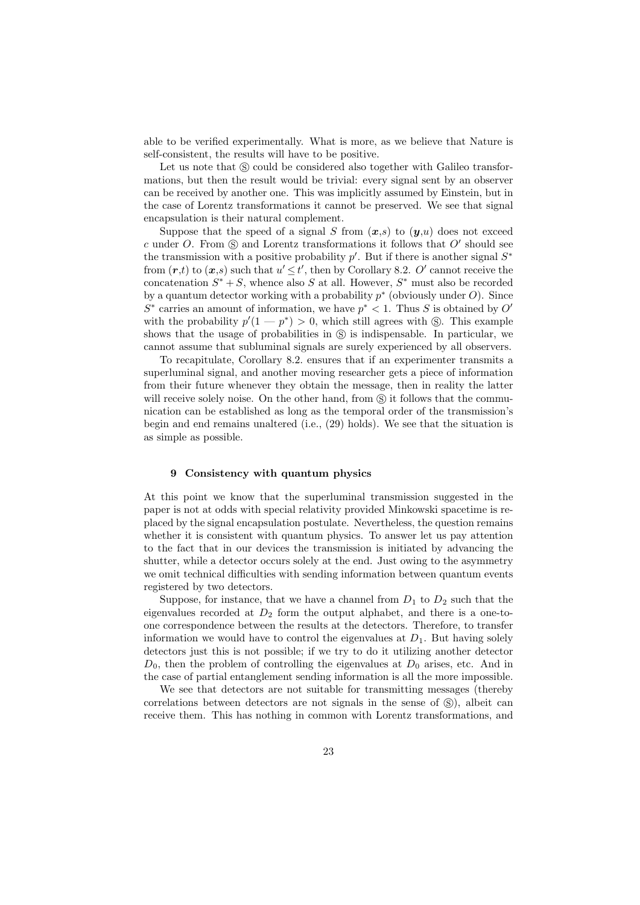able to be verified experimentally. What is more, as we believe that Nature is self-consistent, the results will have to be positive.

Let us note that Ⓢ could be considered also together with Galileo transformations, but then the result would be trivial: every signal sent by an observer can be received by another one. This was implicitly assumed by Einstein, but in the case of Lorentz transformations it cannot be preserved. We see that signal encapsulation is their natural complement.

Suppose that the speed of a signal $S$ from $(\boldsymbol{x},s)$ to $(\boldsymbol{y},u)$ does not exceed $c$ under $O$. From Ⓢ and Lorentz transformations it follows that $O'$ should see the transmission with a positive probability $p'$. But if there is another signal $S^*$ from $(\boldsymbol{r},t)$ to $(\boldsymbol{x},s)$ such that $u' \leq t'$, then by Corollary 8.2. $O'$ cannot receive the concatenation $S^* + S$, whence also $S$ at all. However, $S^*$ must also be recorded by a quantum detector working with a probability $p^*$ (obviously under $O$). Since $S^*$ carries an amount of information, we have $p^* < 1$. Thus $S$ is obtained by $O'$ with the probability $p'(1 - p^*) > 0$, which still agrees with Ⓢ. This example shows that the usage of probabilities in Ⓢ is indispensable. In particular, we cannot assume that subluminal signals are surely experienced by all observers.

To recapitulate, Corollary 8.2. ensures that if an experimenter transmits a superluminal signal, and another moving researcher gets a piece of information from their future whenever they obtain the message, then in reality the latter will receive solely noise. On the other hand, from Ⓢ it follows that the communication can be established as long as the temporal order of the transmission's begin and end remains unaltered (i.e., (29) holds). We see that the situation is as simple as possible.

## 9 Consistency with quantum physics

At this point we know that the superluminal transmission suggested in the paper is not at odds with special relativity provided Minkowski spacetime is replaced by the signal encapsulation postulate. Nevertheless, the question remains whether it is consistent with quantum physics. To answer let us pay attention to the fact that in our devices the transmission is initiated by advancing the shutter, while a detector occurs solely at the end. Just owing to the asymmetry we omit technical difficulties with sending information between quantum events registered by two detectors.

Suppose, for instance, that we have a channel from $D_1$ to $D_2$ such that the eigenvalues recorded at $D_2$ form the output alphabet, and there is a one-to-one correspondence between the results at the detectors. Therefore, to transfer information we would have to control the eigenvalues at $D_1$. But having solely detectors just this is not possible; if we try to do it utilizing another detector $D_0$, then the problem of controlling the eigenvalues at $D_0$ arises, etc. And in the case of partial entanglement sending information is all the more impossible.

We see that detectors are not suitable for transmitting messages (thereby correlations between detectors are not signals in the sense of Ⓢ), albeit can receive them. This has nothing in common with Lorentz transformations, and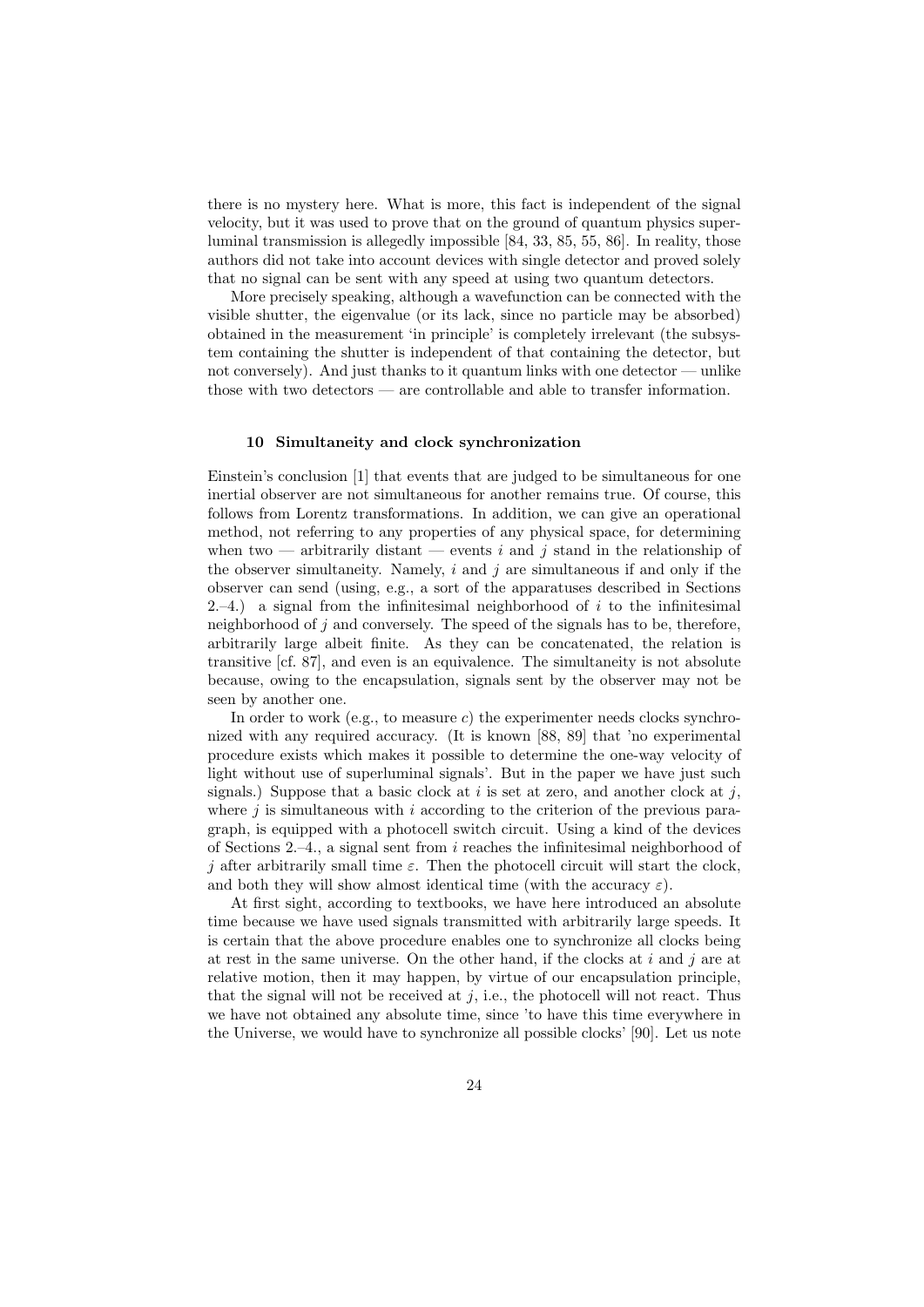there is no mystery here. What is more, this fact is independent of the signal velocity, but it was used to prove that on the ground of quantum physics superluminal transmission is allegedly impossible [84, 33, 85, 55, 86]. In reality, those authors did not take into account devices with single detector and proved solely that no signal can be sent with any speed at using two quantum detectors.

More precisely speaking, although a wavefunction can be connected with the visible shutter, the eigenvalue (or its lack, since no particle may be absorbed) obtained in the measurement 'in principle' is completely irrelevant (the subsystem containing the shutter is independent of that containing the detector, but not conversely). And just thanks to it quantum links with one detector — unlike those with two detectors — are controllable and able to transfer information.

## 10 Simultaneity and clock synchronization

Einstein's conclusion [1] that events that are judged to be simultaneous for one inertial observer are not simultaneous for another remains true. Of course, this follows from Lorentz transformations. In addition, we can give an operational method, not referring to any properties of any physical space, for determining when two — arbitrarily distant — events $i$ and $j$ stand in the relationship of the observer simultaneity. Namely, $i$ and $j$ are simultaneous if and only if the observer can send (using, e.g., a sort of the apparatuses described in Sections 2.–4.) a signal from the infinitesimal neighborhood of $i$ to the infinitesimal neighborhood of $j$ and conversely. The speed of the signals has to be, therefore, arbitrarily large albeit finite. As they can be concatenated, the relation is transitive [cf. 87], and even is an equivalence. The simultaneity is not absolute because, owing to the encapsulation, signals sent by the observer may not be seen by another one.

In order to work (e.g., to measure $c$) the experimenter needs clocks synchronized with any required accuracy. (It is known [88, 89] that 'no experimental procedure exists which makes it possible to determine the one-way velocity of light without use of superluminal signals'. But in the paper we have just such signals.) Suppose that a basic clock at $i$ is set at zero, and another clock at $j$, where $j$ is simultaneous with $i$ according to the criterion of the previous paragraph, is equipped with a photocell switch circuit. Using a kind of the devices of Sections 2.–4., a signal sent from $i$ reaches the infinitesimal neighborhood of $j$ after arbitrarily small time $\varepsilon$. Then the photocell circuit will start the clock, and both they will show almost identical time (with the accuracy $\varepsilon$).

At first sight, according to textbooks, we have here introduced an absolute time because we have used signals transmitted with arbitrarily large speeds. It is certain that the above procedure enables one to synchronize all clocks being at rest in the same universe. On the other hand, if the clocks at $i$ and $j$ are at relative motion, then it may happen, by virtue of our encapsulation principle, that the signal will not be received at $j$, i.e., the photocell will not react. Thus we have not obtained any absolute time, since 'to have this time everywhere in the Universe, we would have to synchronize all possible clocks' [90]. Let us note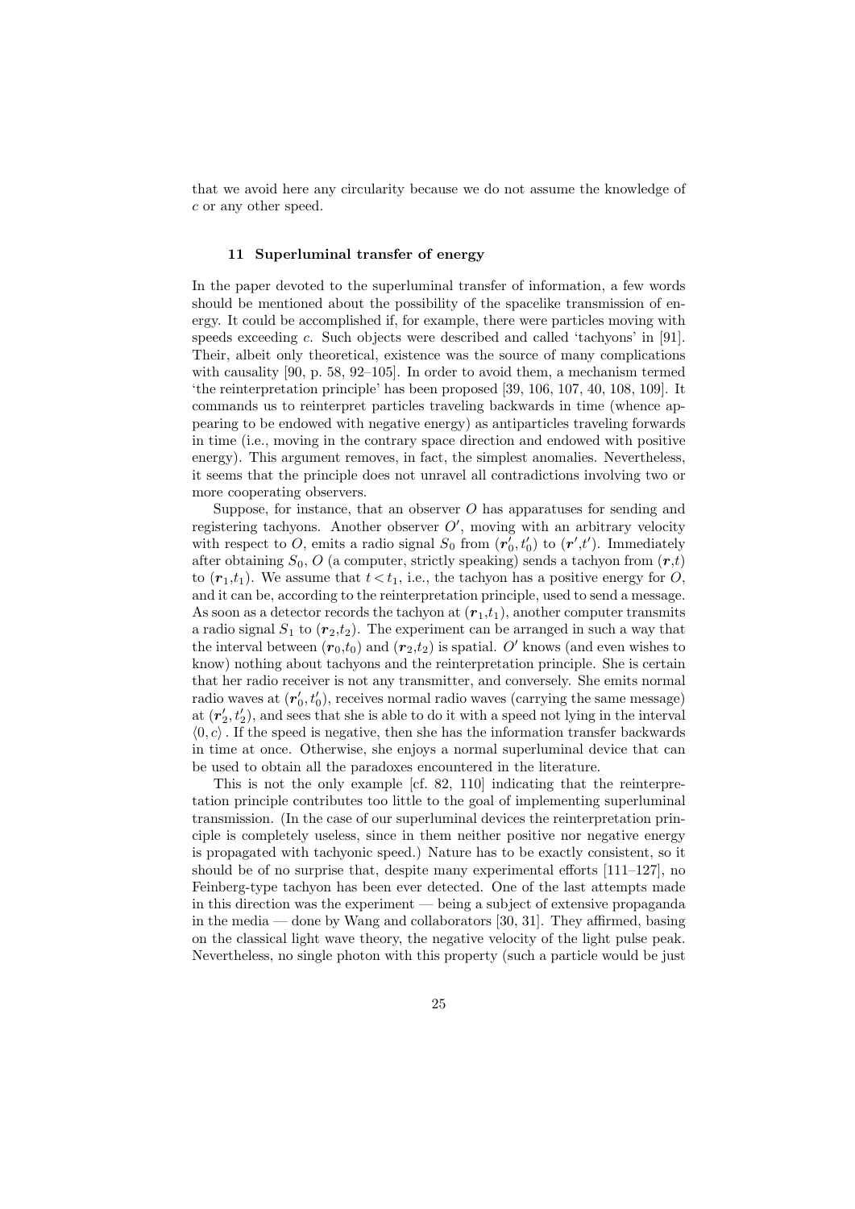that we avoid here any circularity because we do not assume the knowledge of $c$ or any other speed.

## 11 Superluminal transfer of energy

In the paper devoted to the superluminal transfer of information, a few words should be mentioned about the possibility of the spacelike transmission of energy. It could be accomplished if, for example, there were particles moving with speeds exceeding $c$. Such objects were described and called 'tachyons' in [91]. Their, albeit only theoretical, existence was the source of many complications with causality [90, p. 58, 92–105]. In order to avoid them, a mechanism termed 'the reinterpretation principle' has been proposed [39, 106, 107, 40, 108, 109]. It commands us to reinterpret particles traveling backwards in time (whence appearing to be endowed with negative energy) as antiparticles traveling forwards in time (i.e., moving in the contrary space direction and endowed with positive energy). This argument removes, in fact, the simplest anomalies. Nevertheless, it seems that the principle does not unravel all contradictions involving two or more cooperating observers.

Suppose, for instance, that an observer $O$ has apparatuses for sending and registering tachyons. Another observer $O'$, moving with an arbitrary velocity with respect to $O$, emits a radio signal $S_0$ from $(\boldsymbol{r}'_0, t'_0)$ to $(\boldsymbol{r}', t')$. Immediately after obtaining $S_0$, $O$ (a computer, strictly speaking) sends a tachyon from $(\boldsymbol{r}, t)$ to $(\boldsymbol{r}_1, t_1)$. We assume that $t < t_1$, i.e., the tachyon has a positive energy for $O$, and it can be, according to the reinterpretation principle, used to send a message. As soon as a detector records the tachyon at $(\boldsymbol{r}_1, t_1)$, another computer transmits a radio signal $S_1$ to $(\boldsymbol{r}_2, t_2)$. The experiment can be arranged in such a way that the interval between $(\boldsymbol{r}_0, t_0)$ and $(\boldsymbol{r}_2, t_2)$ is spatial. $O'$ knows (and even wishes to know) nothing about tachyons and the reinterpretation principle. She is certain that her radio receiver is not any transmitter, and conversely. She emits normal radio waves at $(\boldsymbol{r}'_0, t'_0)$, receives normal radio waves (carrying the same message) at $(\boldsymbol{r}'_2, t'_2)$, and sees that she is able to do it with a speed not lying in the interval $\langle 0, c\rangle$. If the speed is negative, then she has the information transfer backwards in time at once. Otherwise, she enjoys a normal superluminal device that can be used to obtain all the paradoxes encountered in the literature.

This is not the only example [cf. 82, 110] indicating that the reinterpretation principle contributes too little to the goal of implementing superluminal transmission. (In the case of our superluminal devices the reinterpretation principle is completely useless, since in them neither positive nor negative energy is propagated with tachyonic speed.) Nature has to be exactly consistent, so it should be of no surprise that, despite many experimental efforts [111–127], no Feinberg-type tachyon has been ever detected. One of the last attempts made in this direction was the experiment — being a subject of extensive propaganda in the media — done by Wang and collaborators [30, 31]. They affirmed, basing on the classical light wave theory, the negative velocity of the light pulse peak. Nevertheless, no single photon with this property (such a particle would be just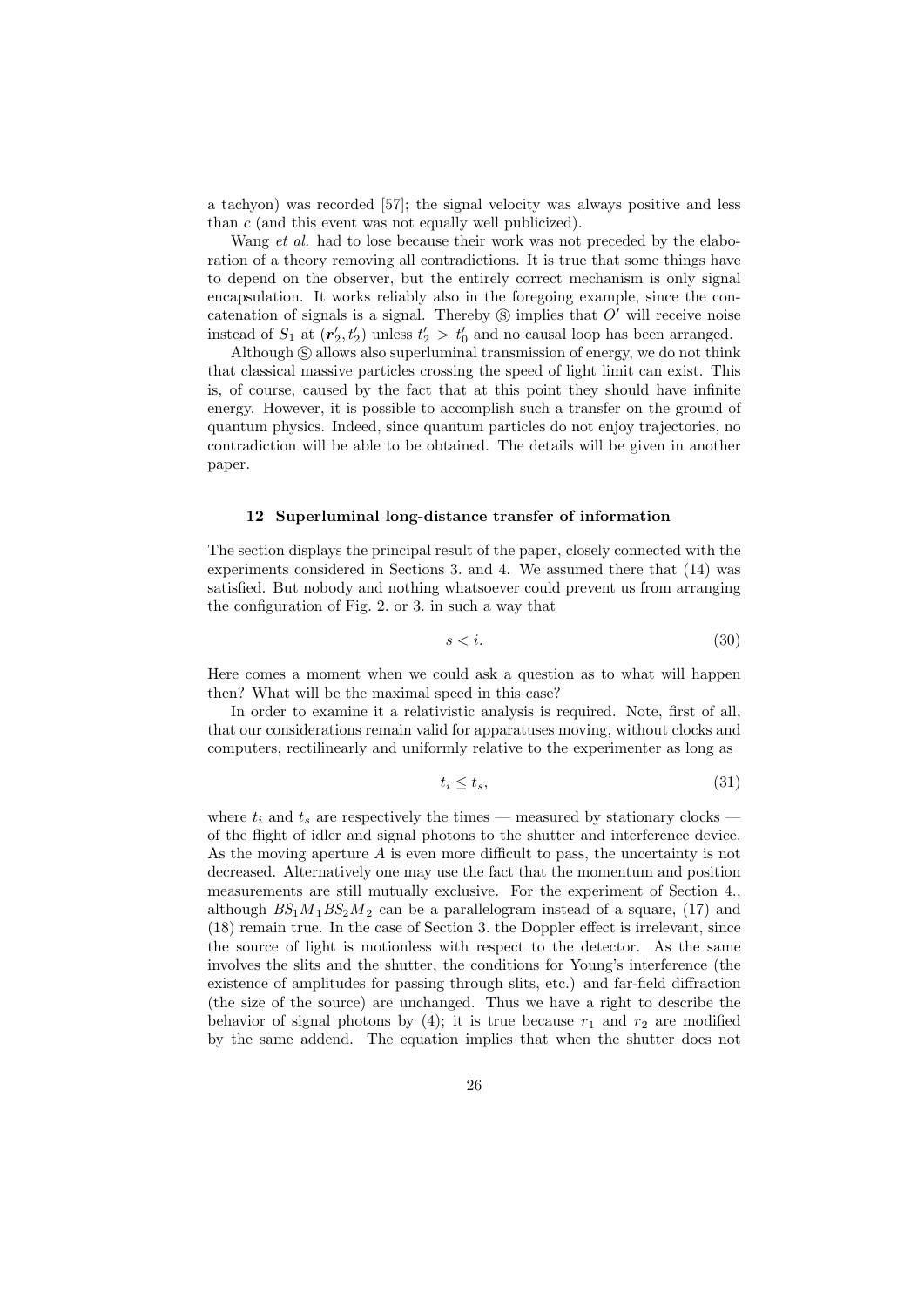a tachyon) was recorded [57]; the signal velocity was always positive and less than $c$ (and this event was not equally well publicized).

Wang *et al.* had to lose because their work was not preceded by the elaboration of a theory removing all contradictions. It is true that some things have to depend on the observer, but the entirely correct mechanism is only signal encapsulation. It works reliably also in the foregoing example, since the concatenation of signals is a signal. Thereby Ⓢ implies that $O'$ will receive noise instead of $S_1$ at $(\boldsymbol{r}_2', t_2')$ unless $t_2' > t_0'$ and no causal loop has been arranged.

Although Ⓢ allows also superluminal transmission of energy, we do not think that classical massive particles crossing the speed of light limit can exist. This is, of course, caused by the fact that at this point they should have infinite energy. However, it is possible to accomplish such a transfer on the ground of quantum physics. Indeed, since quantum particles do not enjoy trajectories, no contradiction will be able to be obtained. The details will be given in another paper.

## 12 Superluminal long-distance transfer of information

The section displays the principal result of the paper, closely connected with the experiments considered in Sections 3. and 4. We assumed there that (14) was satisfied. But nobody and nothing whatsoever could prevent us from arranging the configuration of Fig. 2. or 3. in such a way that

$$s < i. \tag{30}$$

Here comes a moment when we could ask a question as to what will happen then? What will be the maximal speed in this case?

In order to examine it a relativistic analysis is required. Note, first of all, that our considerations remain valid for apparatuses moving, without clocks and computers, rectilinearly and uniformly relative to the experimenter as long as

$$t_i \leq t_s, \tag{31}$$

where $t_i$ and $t_s$ are respectively the times — measured by stationary clocks — of the flight of idler and signal photons to the shutter and interference device. As the moving aperture $A$ is even more difficult to pass, the uncertainty is not decreased. Alternatively one may use the fact that the momentum and position measurements are still mutually exclusive. For the experiment of Section 4., although $BS_1M_1BS_2M_2$ can be a parallelogram instead of a square, (17) and (18) remain true. In the case of Section 3. the Doppler effect is irrelevant, since the source of light is motionless with respect to the detector. As the same involves the slits and the shutter, the conditions for Young's interference (the existence of amplitudes for passing through slits, etc.) and far-field diffraction (the size of the source) are unchanged. Thus we have a right to describe the behavior of signal photons by (4); it is true because $r_1$ and $r_2$ are modified by the same addend. The equation implies that when the shutter does not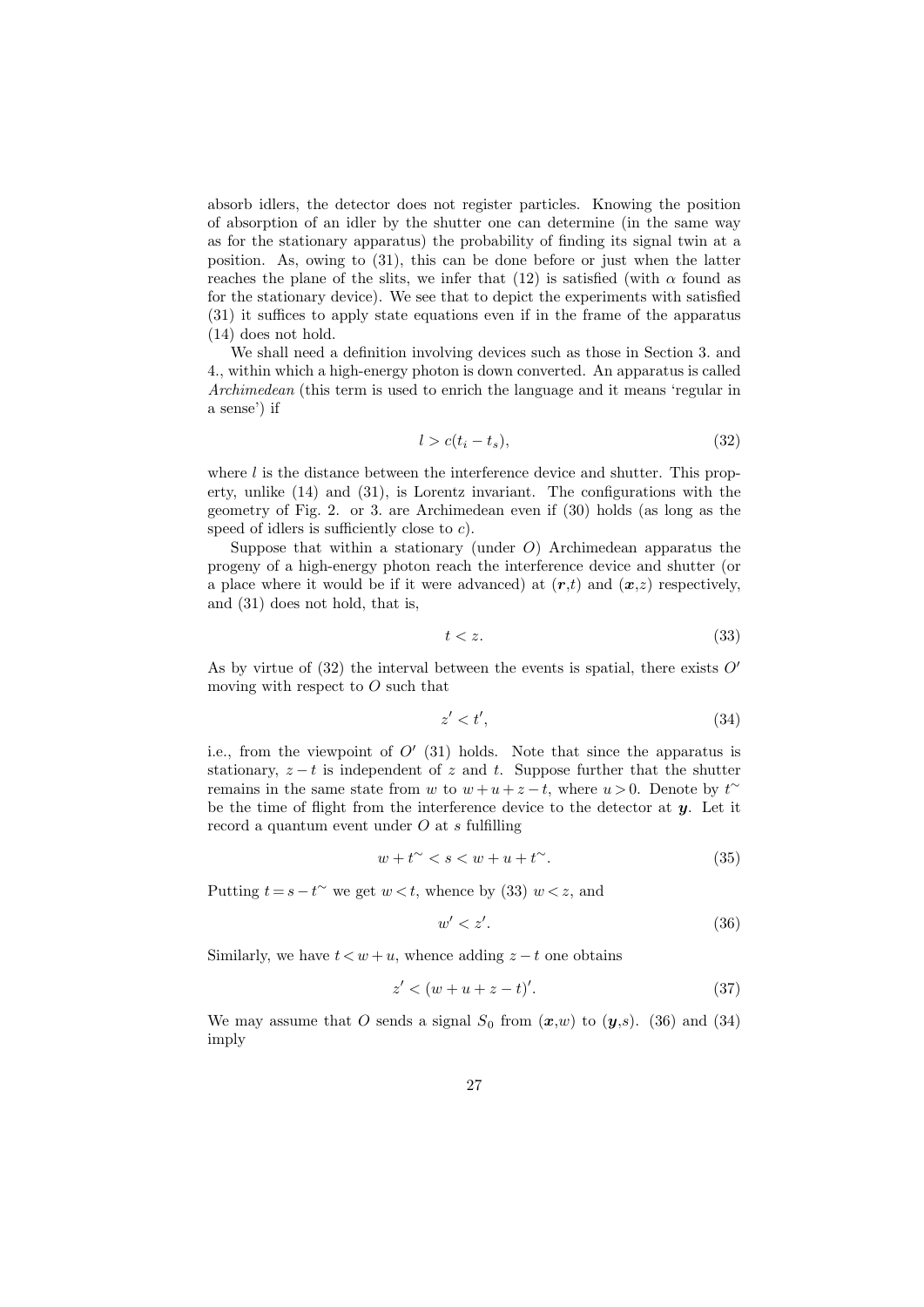absorb idlers, the detector does not register particles. Knowing the position of absorption of an idler by the shutter one can determine (in the same way as for the stationary apparatus) the probability of finding its signal twin at a position. As, owing to (31), this can be done before or just when the latter reaches the plane of the slits, we infer that (12) is satisfied (with $\alpha$ found as for the stationary device). We see that to depict the experiments with satisfied (31) it suffices to apply state equations even if in the frame of the apparatus (14) does not hold.

We shall need a definition involving devices such as those in Section 3. and 4., within which a high-energy photon is down converted. An apparatus is called *Archimedean* (this term is used to enrich the language and it means 'regular in a sense') if

$$l > c(t_i - t_s), \tag{32}$$

where $l$ is the distance between the interference device and shutter. This property, unlike (14) and (31), is Lorentz invariant. The configurations with the geometry of Fig. 2. or 3. are Archimedean even if (30) holds (as long as the speed of idlers is sufficiently close to $c$).

Suppose that within a stationary (under $O$) Archimedean apparatus the progeny of a high-energy photon reach the interference device and shutter (or a place where it would be if it were advanced) at ($\boldsymbol{r}$,$t$) and ($\boldsymbol{x}$,$z$) respectively, and (31) does not hold, that is,

$$t < z. \tag{33}$$

As by virtue of (32) the interval between the events is spatial, there exists $O'$ moving with respect to $O$ such that

$$z' < t', \tag{34}$$

i.e., from the viewpoint of $O'$ (31) holds. Note that since the apparatus is stationary, $z - t$ is independent of $z$ and $t$. Suppose further that the shutter remains in the same state from $w$ to $w + u + z - t$, where $u > 0$. Denote by $t^{\sim}$ be the time of flight from the interference device to the detector at $\boldsymbol{y}$. Let it record a quantum event under $O$ at $s$ fulfilling

$$w + t^{\sim} < s < w + u + t^{\sim}. \tag{35}$$

Putting $t = s - t^{\sim}$ we get $w < t$, whence by (33) $w < z$, and

$$w' < z'. \tag{36}$$

Similarly, we have $t < w + u$, whence adding $z - t$ one obtains

$$z' < (w + u + z - t)'. \tag{37}$$

We may assume that $O$ sends a signal $S_0$ from ($\boldsymbol{x}$,$w$) to ($\boldsymbol{y}$,$s$). (36) and (34) imply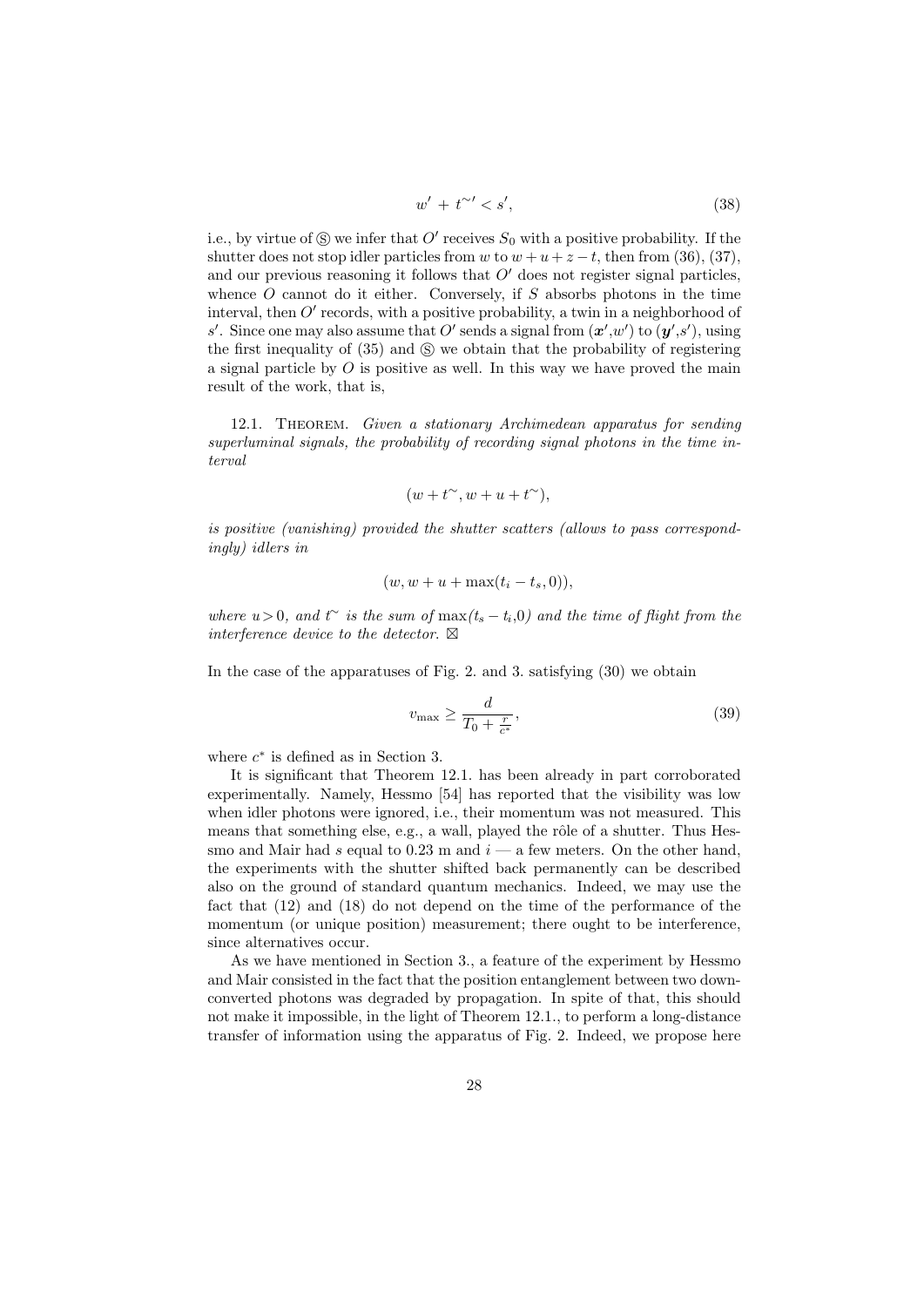$$w' + t^{\sim\prime} < s', \tag{38}$$

i.e., by virtue of Ⓢ we infer that $O'$ receives $S_0$ with a positive probability. If the shutter does not stop idler particles from $w$ to $w + u + z - t$, then from (36), (37), and our previous reasoning it follows that $O'$ does not register signal particles, whence $O$ cannot do it either. Conversely, if $S$ absorbs photons in the time interval, then $O'$ records, with a positive probability, a twin in a neighborhood of $s'$. Since one may also assume that $O'$ sends a signal from $(\boldsymbol{x}',w')$ to $(\boldsymbol{y}',s')$, using the first inequality of (35) and Ⓢ we obtain that the probability of registering a signal particle by $O$ is positive as well. In this way we have proved the main result of the work, that is,

12.1. Theorem. *Given a stationary Archimedean apparatus for sending superluminal signals, the probability of recording signal photons in the time interval*

$$(w + t^{\sim}, w + u + t^{\sim}),$$

*is positive (vanishing) provided the shutter scatters (allows to pass correspondingly) idlers in*

$$(w, w + u + \max(t_i - t_s, 0)),$$

*where* $u > 0$*, and* $t^{\sim}$ *is the sum of* $\max(t_s - t_i, 0)$ *and the time of flight from the interference device to the detector.* ⊠

In the case of the apparatuses of Fig. 2. and 3. satisfying (30) we obtain

$$v_{\max} \geq \frac{d}{T_0 + \frac{r}{c^*}}, \tag{39}$$

where $c^*$ is defined as in Section 3.

It is significant that Theorem 12.1. has been already in part corroborated experimentally. Namely, Hessmo [54] has reported that the visibility was low when idler photons were ignored, i.e., their momentum was not measured. This means that something else, e.g., a wall, played the rôle of a shutter. Thus Hessmo and Mair had $s$ equal to 0.23 m and $i$ — a few meters. On the other hand, the experiments with the shutter shifted back permanently can be described also on the ground of standard quantum mechanics. Indeed, we may use the fact that (12) and (18) do not depend on the time of the performance of the momentum (or unique position) measurement; there ought to be interference, since alternatives occur.

As we have mentioned in Section 3., a feature of the experiment by Hessmo and Mair consisted in the fact that the position entanglement between two down-converted photons was degraded by propagation. In spite of that, this should not make it impossible, in the light of Theorem 12.1., to perform a long-distance transfer of information using the apparatus of Fig. 2. Indeed, we propose here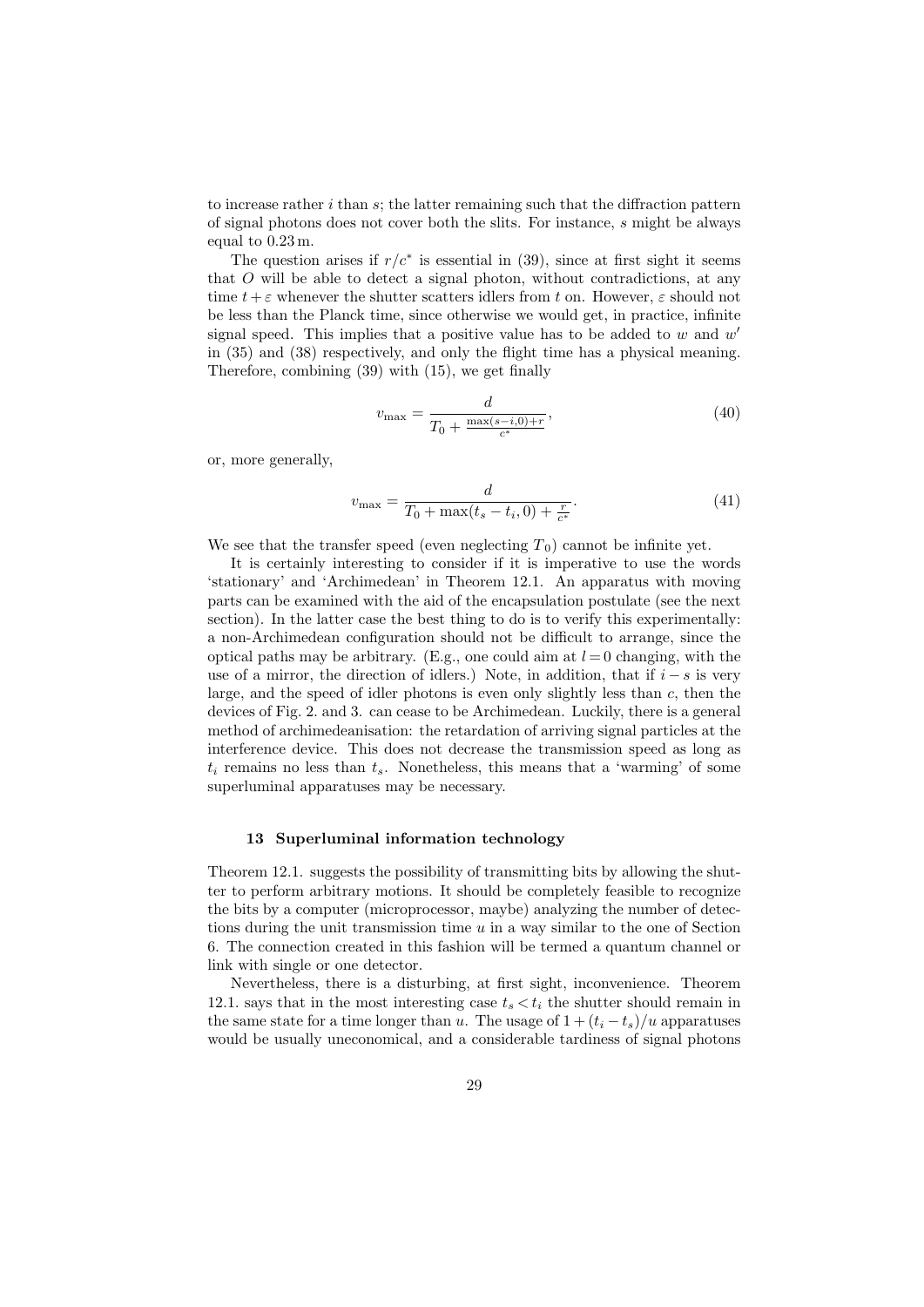to increase rather $i$ than $s$; the latter remaining such that the diffraction pattern of signal photons does not cover both the slits. For instance, $s$ might be always equal to $0.23\,\mathrm{m}$.

The question arises if $r/c^*$ is essential in (39), since at first sight it seems that $O$ will be able to detect a signal photon, without contradictions, at any time $t+\varepsilon$ whenever the shutter scatters idlers from $t$ on. However, $\varepsilon$ should not be less than the Planck time, since otherwise we would get, in practice, infinite signal speed. This implies that a positive value has to be added to $w$ and $w'$ in (35) and (38) respectively, and only the flight time has a physical meaning. Therefore, combining (39) with (15), we get finally

$$v_{\max} = \frac{d}{T_0 + \frac{\max(s-i,0)+r}{c^*}}, \tag{40}$$

or, more generally,

$$v_{\max} = \frac{d}{T_0 + \max(t_s - t_i, 0) + \frac{r}{c^*}}. \tag{41}$$

We see that the transfer speed (even neglecting $T_0$) cannot be infinite yet.

It is certainly interesting to consider if it is imperative to use the words 'stationary' and 'Archimedean' in Theorem 12.1. An apparatus with moving parts can be examined with the aid of the encapsulation postulate (see the next section). In the latter case the best thing to do is to verify this experimentally: a non-Archimedean configuration should not be difficult to arrange, since the optical paths may be arbitrary. (E.g., one could aim at $l=0$ changing, with the use of a mirror, the direction of idlers.) Note, in addition, that if $i-s$ is very large, and the speed of idler photons is even only slightly less than $c$, then the devices of Fig. 2. and 3. can cease to be Archimedean. Luckily, there is a general method of archimedeanisation: the retardation of arriving signal particles at the interference device. This does not decrease the transmission speed as long as $t_i$ remains no less than $t_s$. Nonetheless, this means that a 'warming' of some superluminal apparatuses may be necessary.

### 13 Superluminal information technology

Theorem 12.1. suggests the possibility of transmitting bits by allowing the shutter to perform arbitrary motions. It should be completely feasible to recognize the bits by a computer (microprocessor, maybe) analyzing the number of detections during the unit transmission time $u$ in a way similar to the one of Section 6. The connection created in this fashion will be termed a quantum channel or link with single or one detector.

Nevertheless, there is a disturbing, at first sight, inconvenience. Theorem 12.1. says that in the most interesting case $t_s < t_i$ the shutter should remain in the same state for a time longer than $u$. The usage of $1+(t_i-t_s)/u$ apparatuses would be usually uneconomical, and a considerable tardiness of signal photons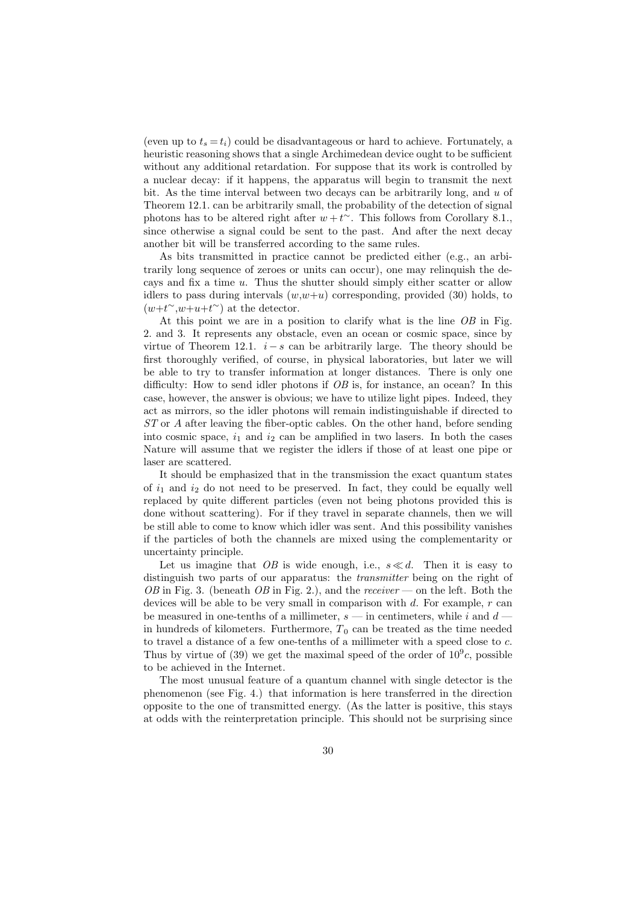(even up to $t_s = t_i$) could be disadvantageous or hard to achieve. Fortunately, a heuristic reasoning shows that a single Archimedean device ought to be sufficient without any additional retardation. For suppose that its work is controlled by a nuclear decay: if it happens, the apparatus will begin to transmit the next bit. As the time interval between two decays can be arbitrarily long, and $u$ of Theorem 12.1. can be arbitrarily small, the probability of the detection of signal photons has to be altered right after $w + t^{\sim}$. This follows from Corollary 8.1., since otherwise a signal could be sent to the past. And after the next decay another bit will be transferred according to the same rules.

As bits transmitted in practice cannot be predicted either (e.g., an arbitrarily long sequence of zeroes or units can occur), one may relinquish the decays and fix a time $u$. Thus the shutter should simply either scatter or allow idlers to pass during intervals $(w, w+u)$ corresponding, provided (30) holds, to $(w+t^{\sim}, w+u+t^{\sim})$ at the detector.

At this point we are in a position to clarify what is the line $OB$ in Fig. 2. and 3. It represents any obstacle, even an ocean or cosmic space, since by virtue of Theorem 12.1. $i - s$ can be arbitrarily large. The theory should be first thoroughly verified, of course, in physical laboratories, but later we will be able to try to transfer information at longer distances. There is only one difficulty: How to send idler photons if $OB$ is, for instance, an ocean? In this case, however, the answer is obvious; we have to utilize light pipes. Indeed, they act as mirrors, so the idler photons will remain indistinguishable if directed to $ST$ or $A$ after leaving the fiber-optic cables. On the other hand, before sending into cosmic space, $i_1$ and $i_2$ can be amplified in two lasers. In both the cases Nature will assume that we register the idlers if those of at least one pipe or laser are scattered.

It should be emphasized that in the transmission the exact quantum states of $i_1$ and $i_2$ do not need to be preserved. In fact, they could be equally well replaced by quite different particles (even not being photons provided this is done without scattering). For if they travel in separate channels, then we will be still able to come to know which idler was sent. And this possibility vanishes if the particles of both the channels are mixed using the complementarity or uncertainty principle.

Let us imagine that $OB$ is wide enough, i.e., $s \ll d$. Then it is easy to distinguish two parts of our apparatus: the *transmitter* being on the right of $OB$ in Fig. 3. (beneath $OB$ in Fig. 2.), and the *receiver* — on the left. Both the devices will be able to be very small in comparison with $d$. For example, $r$ can be measured in one-tenths of a millimeter, $s$ — in centimeters, while $i$ and $d$ — in hundreds of kilometers. Furthermore, $T_0$ can be treated as the time needed to travel a distance of a few one-tenths of a millimeter with a speed close to $c$. Thus by virtue of (39) we get the maximal speed of the order of $10^9 c$, possible to be achieved in the Internet.

The most unusual feature of a quantum channel with single detector is the phenomenon (see Fig. 4.) that information is here transferred in the direction opposite to the one of transmitted energy. (As the latter is positive, this stays at odds with the reinterpretation principle. This should not be surprising since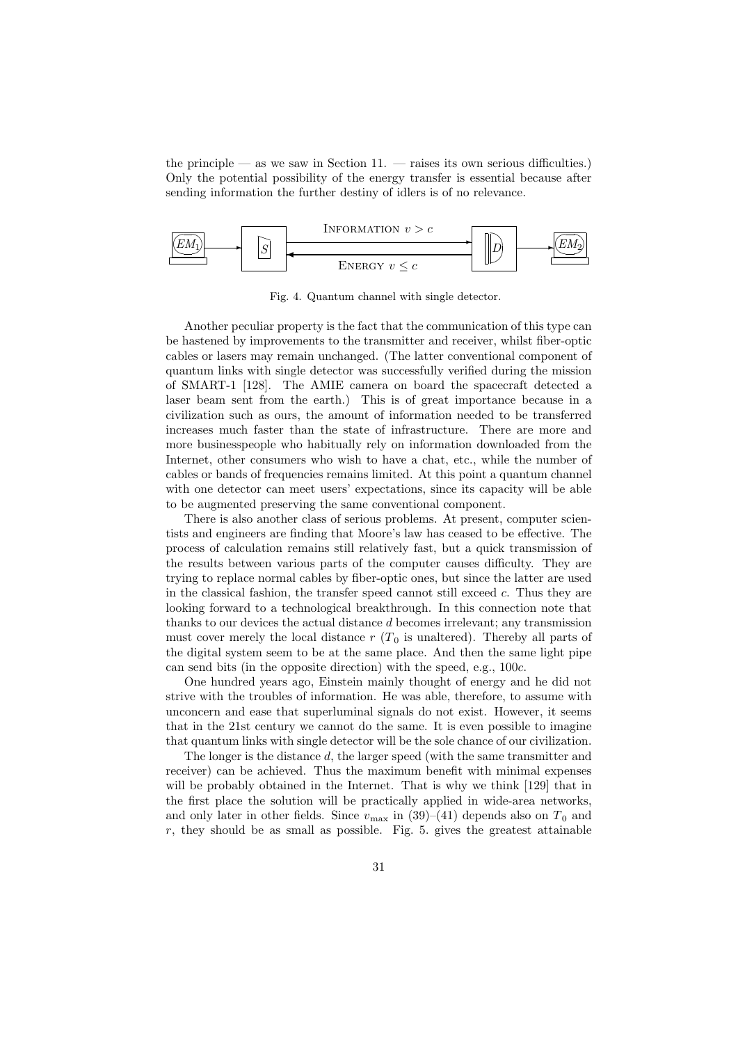the principle — as we saw in Section 11. — raises its own serious difficulties.) Only the potential possibility of the energy transfer is essential because after sending information the further destiny of idlers is of no relevance.

Fig. 4. Quantum channel with single detector.

Another peculiar property is the fact that the communication of this type can be hastened by improvements to the transmitter and receiver, whilst fiber-optic cables or lasers may remain unchanged. (The latter conventional component of quantum links with single detector was successfully verified during the mission of SMART-1 [128]. The AMIE camera on board the spacecraft detected a laser beam sent from the earth.) This is of great importance because in a civilization such as ours, the amount of information needed to be transferred increases much faster than the state of infrastructure. There are more and more businesspeople who habitually rely on information downloaded from the Internet, other consumers who wish to have a chat, etc., while the number of cables or bands of frequencies remains limited. At this point a quantum channel with one detector can meet users' expectations, since its capacity will be able to be augmented preserving the same conventional component.

There is also another class of serious problems. At present, computer scientists and engineers are finding that Moore's law has ceased to be effective. The process of calculation remains still relatively fast, but a quick transmission of the results between various parts of the computer causes difficulty. They are trying to replace normal cables by fiber-optic ones, but since the latter are used in the classical fashion, the transfer speed cannot still exceed $c$. Thus they are looking forward to a technological breakthrough. In this connection note that thanks to our devices the actual distance $d$ becomes irrelevant; any transmission must cover merely the local distance $r$ ($T_0$ is unaltered). Thereby all parts of the digital system seem to be at the same place. And then the same light pipe can send bits (in the opposite direction) with the speed, e.g., $100c$.

One hundred years ago, Einstein mainly thought of energy and he did not strive with the troubles of information. He was able, therefore, to assume with unconcern and ease that superluminal signals do not exist. However, it seems that in the 21st century we cannot do the same. It is even possible to imagine that quantum links with single detector will be the sole chance of our civilization.

The longer is the distance $d$, the larger speed (with the same transmitter and receiver) can be achieved. Thus the maximum benefit with minimal expenses will be probably obtained in the Internet. That is why we think [129] that in the first place the solution will be practically applied in wide-area networks, and only later in other fields. Since $v_{\max}$ in (39)–(41) depends also on $T_0$ and $r$, they should be as small as possible. Fig. 5. gives the greatest attainable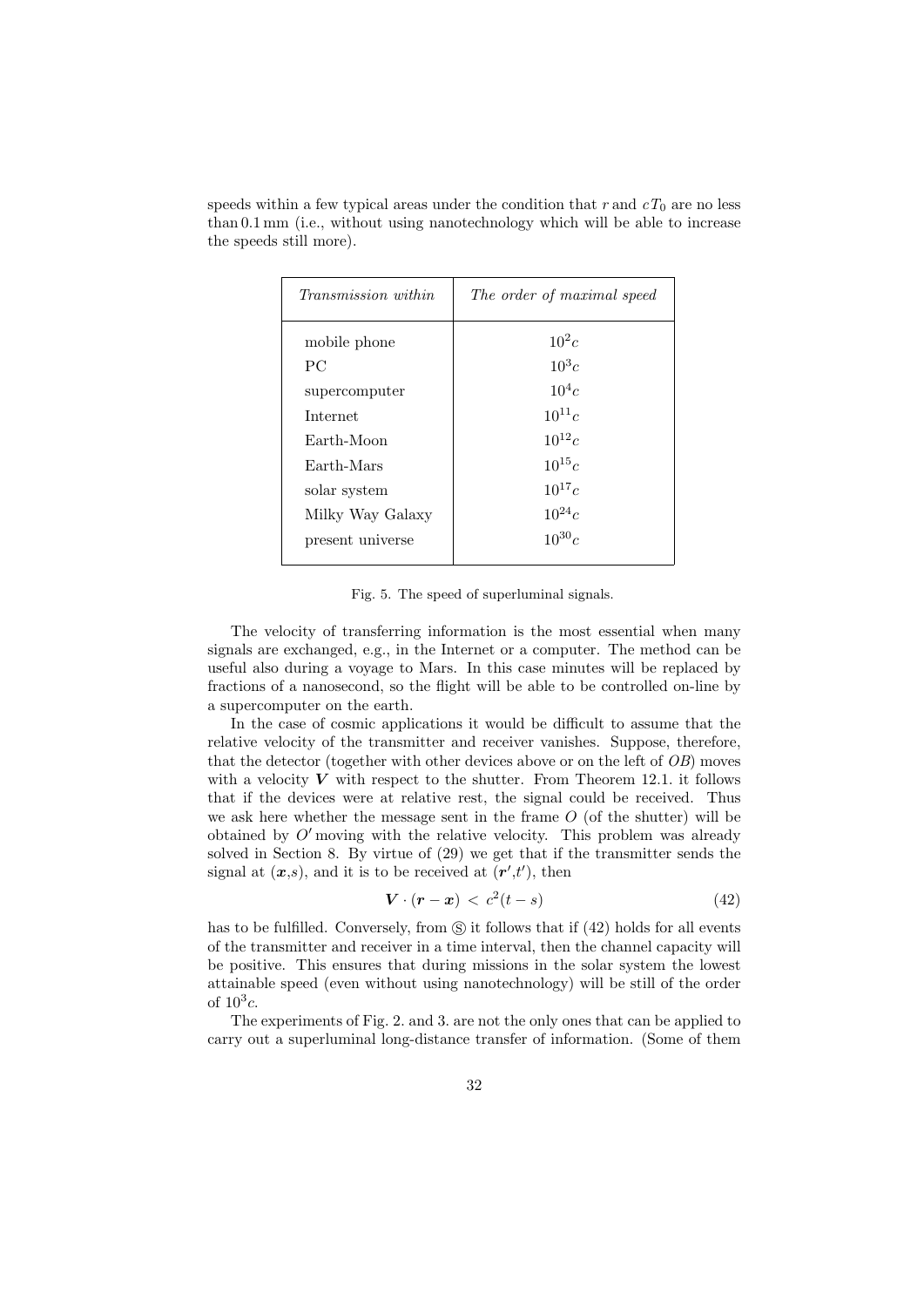speeds within a few typical areas under the condition that $r$ and $cT_0$ are no less than 0.1 mm (i.e., without using nanotechnology which will be able to increase the speeds still more).

| *Transmission within* | *The order of maximal speed* |
| --- | --- |
| mobile phone | $10^2c$ |
| PC | $10^3c$ |
| supercomputer | $10^4c$ |
| Internet | $10^{11}c$ |
| Earth-Moon | $10^{12}c$ |
| Earth-Mars | $10^{15}c$ |
| solar system | $10^{17}c$ |
| Milky Way Galaxy | $10^{24}c$ |
| present universe | $10^{30}c$ |

Fig. 5. The speed of superluminal signals.

The velocity of transferring information is the most essential when many signals are exchanged, e.g., in the Internet or a computer. The method can be useful also during a voyage to Mars. In this case minutes will be replaced by fractions of a nanosecond, so the flight will be able to be controlled on-line by a supercomputer on the earth.

In the case of cosmic applications it would be difficult to assume that the relative velocity of the transmitter and receiver vanishes. Suppose, therefore, that the detector (together with other devices above or on the left of $OB$) moves with a velocity $\boldsymbol{V}$ with respect to the shutter. From Theorem 12.1. it follows that if the devices were at relative rest, the signal could be received. Thus we ask here whether the message sent in the frame $O$ (of the shutter) will be obtained by $O'$ moving with the relative velocity. This problem was already solved in Section 8. By virtue of (29) we get that if the transmitter sends the signal at $(\boldsymbol{x},s)$, and it is to be received at $(\boldsymbol{r}',t')$, then

$$\boldsymbol{V} \cdot (\boldsymbol{r} - \boldsymbol{x}) \,<\, c^2(t - s) \tag{42}$$

has to be fulfilled. Conversely, from Ⓢ it follows that if (42) holds for all events of the transmitter and receiver in a time interval, then the channel capacity will be positive. This ensures that during missions in the solar system the lowest attainable speed (even without using nanotechnology) will be still of the order of $10^3c$.

The experiments of Fig. 2. and 3. are not the only ones that can be applied to carry out a superluminal long-distance transfer of information. (Some of them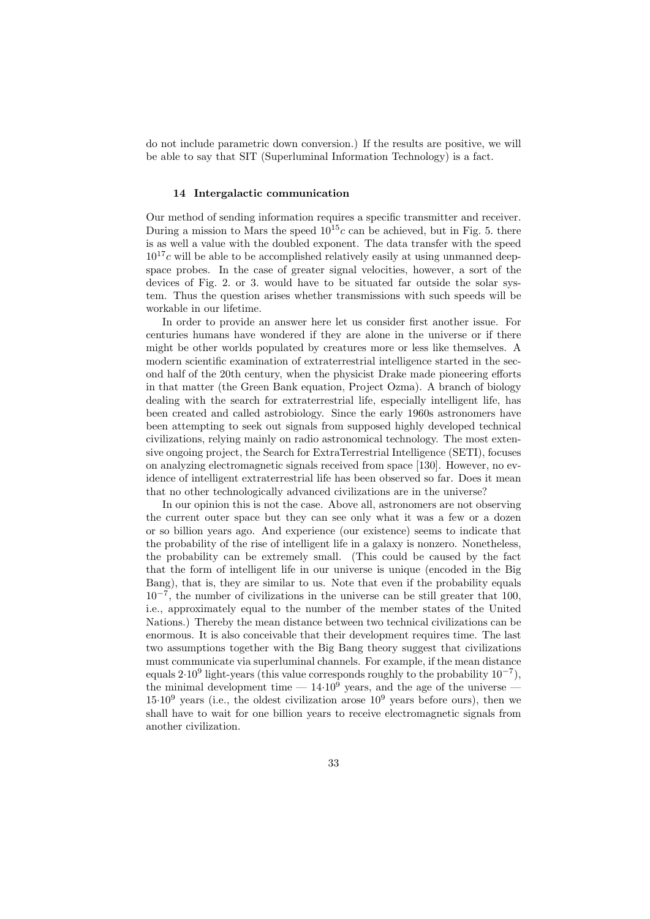do not include parametric down conversion.) If the results are positive, we will be able to say that SIT (Superluminal Information Technology) is a fact.

## 14 Intergalactic communication

Our method of sending information requires a specific transmitter and receiver. During a mission to Mars the speed $10^{15}c$ can be achieved, but in Fig. 5. there is as well a value with the doubled exponent. The data transfer with the speed $10^{17}c$ will be able to be accomplished relatively easily at using unmanned deep-space probes. In the case of greater signal velocities, however, a sort of the devices of Fig. 2. or 3. would have to be situated far outside the solar system. Thus the question arises whether transmissions with such speeds will be workable in our lifetime.

In order to provide an answer here let us consider first another issue. For centuries humans have wondered if they are alone in the universe or if there might be other worlds populated by creatures more or less like themselves. A modern scientific examination of extraterrestrial intelligence started in the second half of the 20th century, when the physicist Drake made pioneering efforts in that matter (the Green Bank equation, Project Ozma). A branch of biology dealing with the search for extraterrestrial life, especially intelligent life, has been created and called astrobiology. Since the early 1960s astronomers have been attempting to seek out signals from supposed highly developed technical civilizations, relying mainly on radio astronomical technology. The most extensive ongoing project, the Search for ExtraTerrestrial Intelligence (SETI), focuses on analyzing electromagnetic signals received from space [130]. However, no evidence of intelligent extraterrestrial life has been observed so far. Does it mean that no other technologically advanced civilizations are in the universe?

In our opinion this is not the case. Above all, astronomers are not observing the current outer space but they can see only what it was a few or a dozen or so billion years ago. And experience (our existence) seems to indicate that the probability of the rise of intelligent life in a galaxy is nonzero. Nonetheless, the probability can be extremely small. (This could be caused by the fact that the form of intelligent life in our universe is unique (encoded in the Big Bang), that is, they are similar to us. Note that even if the probability equals $10^{-7}$, the number of civilizations in the universe can be still greater that 100, i.e., approximately equal to the number of the member states of the United Nations.) Thereby the mean distance between two technical civilizations can be enormous. It is also conceivable that their development requires time. The last two assumptions together with the Big Bang theory suggest that civilizations must communicate via superluminal channels. For example, if the mean distance equals $2{\cdot}10^9$ light-years (this value corresponds roughly to the probability $10^{-7}$), the minimal development time — $14{\cdot}10^9$ years, and the age of the universe — $15{\cdot}10^9$ years (i.e., the oldest civilization arose $10^9$ years before ours), then we shall have to wait for one billion years to receive electromagnetic signals from another civilization.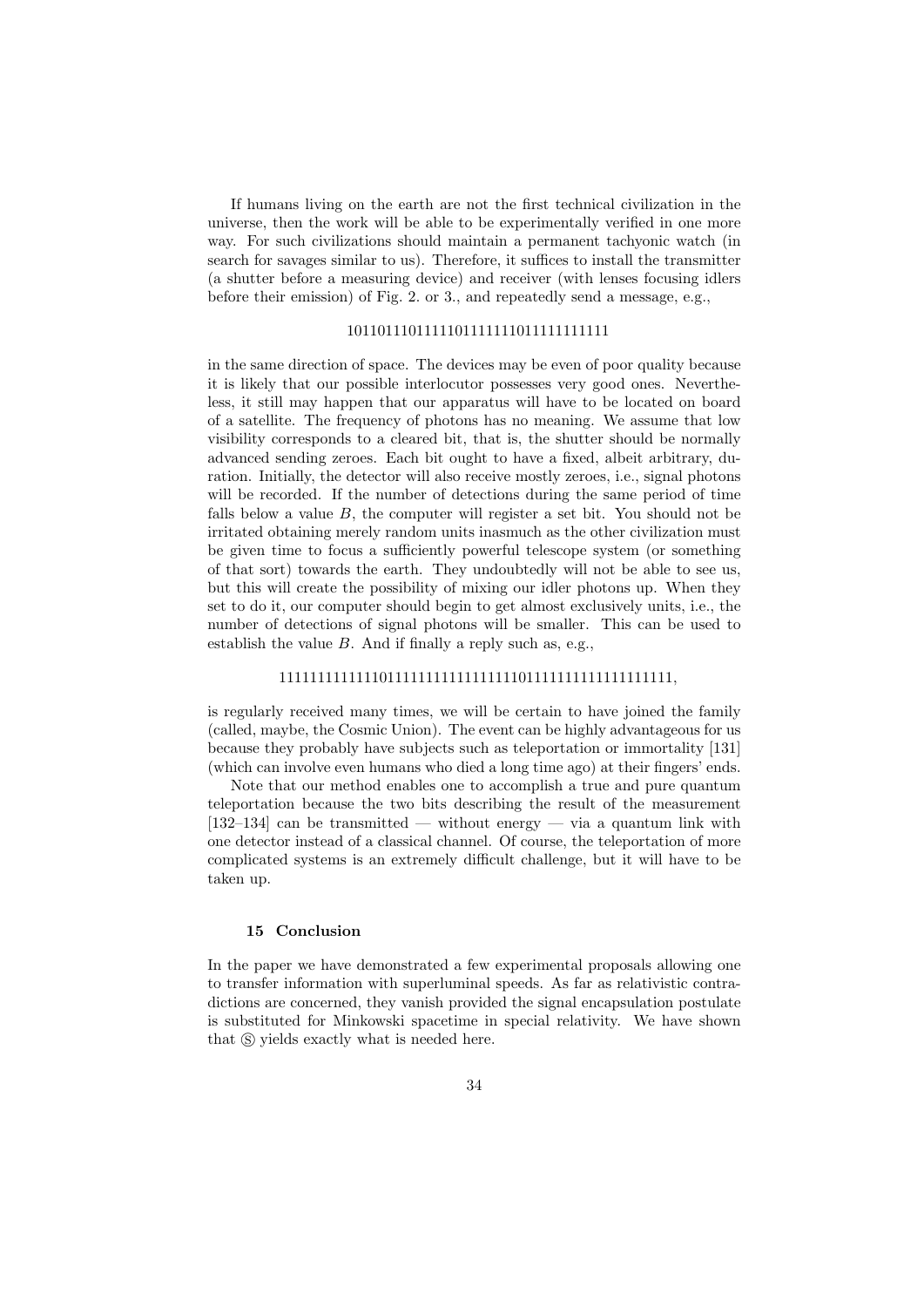If humans living on the earth are not the first technical civilization in the universe, then the work will be able to be experimentally verified in one more way. For such civilizations should maintain a permanent tachyonic watch (in search for savages similar to us). Therefore, it suffices to install the transmitter (a shutter before a measuring device) and receiver (with lenses focusing idlers before their emission) of Fig. 2. or 3., and repeatedly send a message, e.g.,

1011011101111101111111011111111111

in the same direction of space. The devices may be even of poor quality because it is likely that our possible interlocutor possesses very good ones. Nevertheless, it still may happen that our apparatus will have to be located on board of a satellite. The frequency of photons has no meaning. We assume that low visibility corresponds to a cleared bit, that is, the shutter should be normally advanced sending zeroes. Each bit ought to have a fixed, albeit arbitrary, duration. Initially, the detector will also receive mostly zeroes, i.e., signal photons will be recorded. If the number of detections during the same period of time falls below a value $B$, the computer will register a set bit. You should not be irritated obtaining merely random units inasmuch as the other civilization must be given time to focus a sufficiently powerful telescope system (or something of that sort) towards the earth. They undoubtedly will not be able to see us, but this will create the possibility of mixing our idler photons up. When they set to do it, our computer should begin to get almost exclusively units, i.e., the number of detections of signal photons will be smaller. This can be used to establish the value $B$. And if finally a reply such as, e.g.,

111111111111101111111111111111101111111111111111111,

is regularly received many times, we will be certain to have joined the family (called, maybe, the Cosmic Union). The event can be highly advantageous for us because they probably have subjects such as teleportation or immortality [131] (which can involve even humans who died a long time ago) at their fingers' ends.

Note that our method enables one to accomplish a true and pure quantum teleportation because the two bits describing the result of the measurement [132–134] can be transmitted — without energy — via a quantum link with one detector instead of a classical channel. Of course, the teleportation of more complicated systems is an extremely difficult challenge, but it will have to be taken up.

## 15 Conclusion

In the paper we have demonstrated a few experimental proposals allowing one to transfer information with superluminal speeds. As far as relativistic contradictions are concerned, they vanish provided the signal encapsulation postulate is substituted for Minkowski spacetime in special relativity. We have shown that Ⓢ yields exactly what is needed here.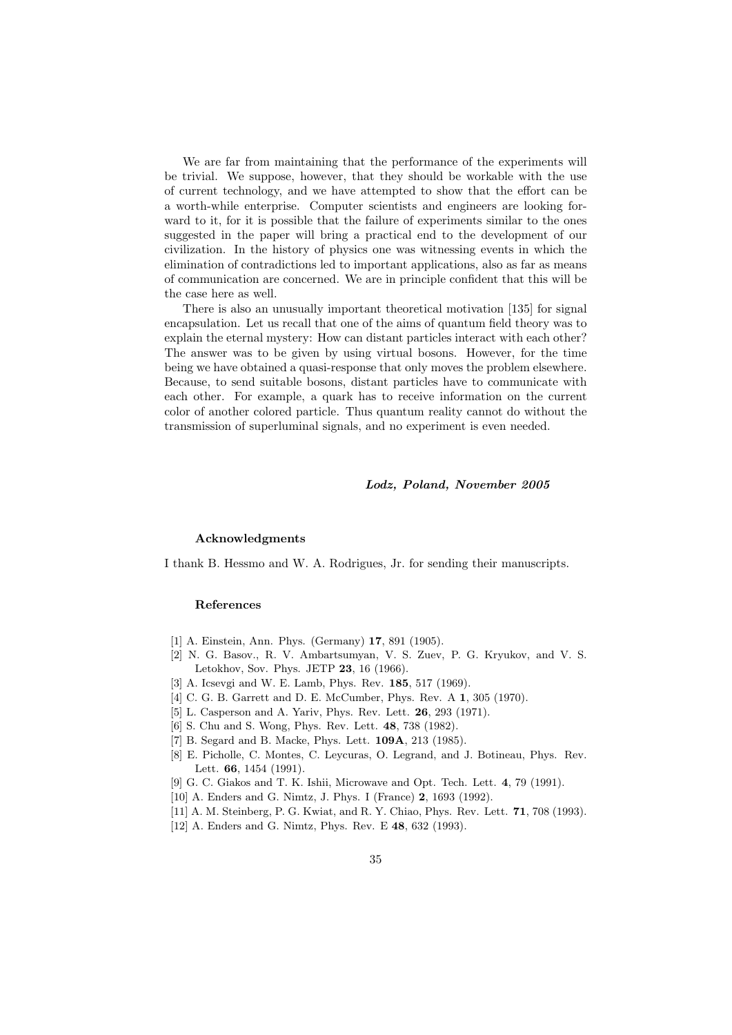We are far from maintaining that the performance of the experiments will be trivial. We suppose, however, that they should be workable with the use of current technology, and we have attempted to show that the effort can be a worth-while enterprise. Computer scientists and engineers are looking forward to it, for it is possible that the failure of experiments similar to the ones suggested in the paper will bring a practical end to the development of our civilization. In the history of physics one was witnessing events in which the elimination of contradictions led to important applications, also as far as means of communication are concerned. We are in principle confident that this will be the case here as well.

There is also an unusually important theoretical motivation [135] for signal encapsulation. Let us recall that one of the aims of quantum field theory was to explain the eternal mystery: How can distant particles interact with each other? The answer was to be given by using virtual bosons. However, for the time being we have obtained a quasi-response that only moves the problem elsewhere. Because, to send suitable bosons, distant particles have to communicate with each other. For example, a quark has to receive information on the current color of another colored particle. Thus quantum reality cannot do without the transmission of superluminal signals, and no experiment is even needed.

***Lodz, Poland, November 2005***

### Acknowledgments

I thank B. Hessmo and W. A. Rodrigues, Jr. for sending their manuscripts.

### References

[1] A. Einstein, Ann. Phys. (Germany) **17**, 891 (1905).

[2] N. G. Basov., R. V. Ambartsumyan, V. S. Zuev, P. G. Kryukov, and V. S. Letokhov, Sov. Phys. JETP **23**, 16 (1966).

[3] A. Icsevgi and W. E. Lamb, Phys. Rev. **185**, 517 (1969).

[4] C. G. B. Garrett and D. E. McCumber, Phys. Rev. A **1**, 305 (1970).

[5] L. Casperson and A. Yariv, Phys. Rev. Lett. **26**, 293 (1971).

[6] S. Chu and S. Wong, Phys. Rev. Lett. **48**, 738 (1982).

[7] B. Segard and B. Macke, Phys. Lett. **109A**, 213 (1985).

[8] E. Picholle, C. Montes, C. Leycuras, O. Legrand, and J. Botineau, Phys. Rev. Lett. **66**, 1454 (1991).

[9] G. C. Giakos and T. K. Ishii, Microwave and Opt. Tech. Lett. **4**, 79 (1991).

[10] A. Enders and G. Nimtz, J. Phys. I (France) **2**, 1693 (1992).

[11] A. M. Steinberg, P. G. Kwiat, and R. Y. Chiao, Phys. Rev. Lett. **71**, 708 (1993).

[12] A. Enders and G. Nimtz, Phys. Rev. E **48**, 632 (1993).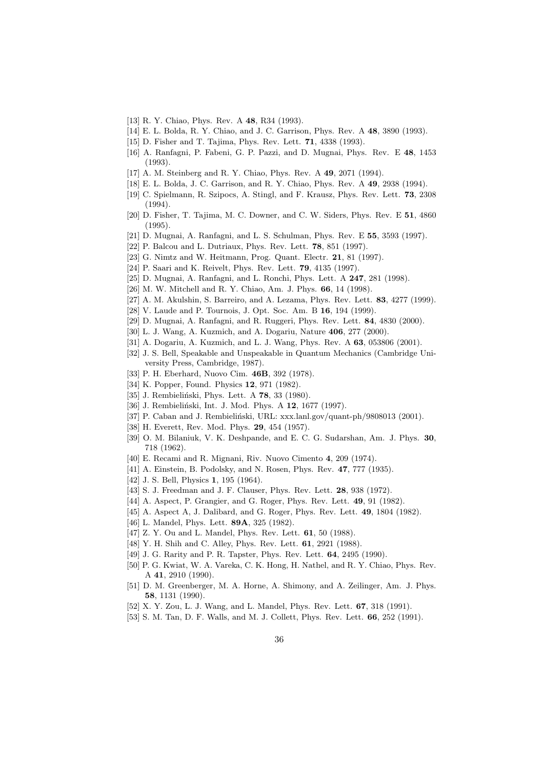[13] R. Y. Chiao, Phys. Rev. A **48**, R34 (1993).

[14] E. L. Bolda, R. Y. Chiao, and J. C. Garrison, Phys. Rev. A **48**, 3890 (1993).

[15] D. Fisher and T. Tajima, Phys. Rev. Lett. **71**, 4338 (1993).

[16] A. Ranfagni, P. Fabeni, G. P. Pazzi, and D. Mugnai, Phys. Rev. E **48**, 1453 (1993).

[17] A. M. Steinberg and R. Y. Chiao, Phys. Rev. A **49**, 2071 (1994).

[18] E. L. Bolda, J. C. Garrison, and R. Y. Chiao, Phys. Rev. A **49**, 2938 (1994).

[19] C. Spielmann, R. Szipocs, A. Stingl, and F. Krausz, Phys. Rev. Lett. **73**, 2308 (1994).

[20] D. Fisher, T. Tajima, M. C. Downer, and C. W. Siders, Phys. Rev. E **51**, 4860 (1995).

[21] D. Mugnai, A. Ranfagni, and L. S. Schulman, Phys. Rev. E **55**, 3593 (1997).

[22] P. Balcou and L. Dutriaux, Phys. Rev. Lett. **78**, 851 (1997).

[23] G. Nimtz and W. Heitmann, Prog. Quant. Electr. **21**, 81 (1997).

[24] P. Saari and K. Reivelt, Phys. Rev. Lett. **79**, 4135 (1997).

[25] D. Mugnai, A. Ranfagni, and L. Ronchi, Phys. Lett. A **247**, 281 (1998).

[26] M. W. Mitchell and R. Y. Chiao, Am. J. Phys. **66**, 14 (1998).

[27] A. M. Akulshin, S. Barreiro, and A. Lezama, Phys. Rev. Lett. **83**, 4277 (1999).

[28] V. Laude and P. Tournois, J. Opt. Soc. Am. B **16**, 194 (1999).

[29] D. Mugnai, A. Ranfagni, and R. Ruggeri, Phys. Rev. Lett. **84**, 4830 (2000).

[30] L. J. Wang, A. Kuzmich, and A. Dogariu, Nature **406**, 277 (2000).

[31] A. Dogariu, A. Kuzmich, and L. J. Wang, Phys. Rev. A **63**, 053806 (2001).

[32] J. S. Bell, Speakable and Unspeakable in Quantum Mechanics (Cambridge University Press, Cambridge, 1987).

[33] P. H. Eberhard, Nuovo Cim. **46B**, 392 (1978).

[34] K. Popper, Found. Physics **12**, 971 (1982).

[35] J. Rembieliński, Phys. Lett. A **78**, 33 (1980).

[36] J. Rembieliński, Int. J. Mod. Phys. A **12**, 1677 (1997).

[37] P. Caban and J. Rembieliński, URL: xxx.lanl.gov/quant-ph/9808013 (2001).

[38] H. Everett, Rev. Mod. Phys. **29**, 454 (1957).

[39] O. M. Bilaniuk, V. K. Deshpande, and E. C. G. Sudarshan, Am. J. Phys. **30**, 718 (1962).

[40] E. Recami and R. Mignani, Riv. Nuovo Cimento **4**, 209 (1974).

[41] A. Einstein, B. Podolsky, and N. Rosen, Phys. Rev. **47**, 777 (1935).

[42] J. S. Bell, Physics **1**, 195 (1964).

[43] S. J. Freedman and J. F. Clauser, Phys. Rev. Lett. **28**, 938 (1972).

[44] A. Aspect, P. Grangier, and G. Roger, Phys. Rev. Lett. **49**, 91 (1982).

[45] A. Aspect A, J. Dalibard, and G. Roger, Phys. Rev. Lett. **49**, 1804 (1982).

[46] L. Mandel, Phys. Lett. **89A**, 325 (1982).

[47] Z. Y. Ou and L. Mandel, Phys. Rev. Lett. **61**, 50 (1988).

[48] Y. H. Shih and C. Alley, Phys. Rev. Lett. **61**, 2921 (1988).

[49] J. G. Rarity and P. R. Tapster, Phys. Rev. Lett. **64**, 2495 (1990).

[50] P. G. Kwiat, W. A. Vareka, C. K. Hong, H. Nathel, and R. Y. Chiao, Phys. Rev. A **41**, 2910 (1990).

[51] D. M. Greenberger, M. A. Horne, A. Shimony, and A. Zeilinger, Am. J. Phys. **58**, 1131 (1990).

[52] X. Y. Zou, L. J. Wang, and L. Mandel, Phys. Rev. Lett. **67**, 318 (1991).

[53] S. M. Tan, D. F. Walls, and M. J. Collett, Phys. Rev. Lett. **66**, 252 (1991).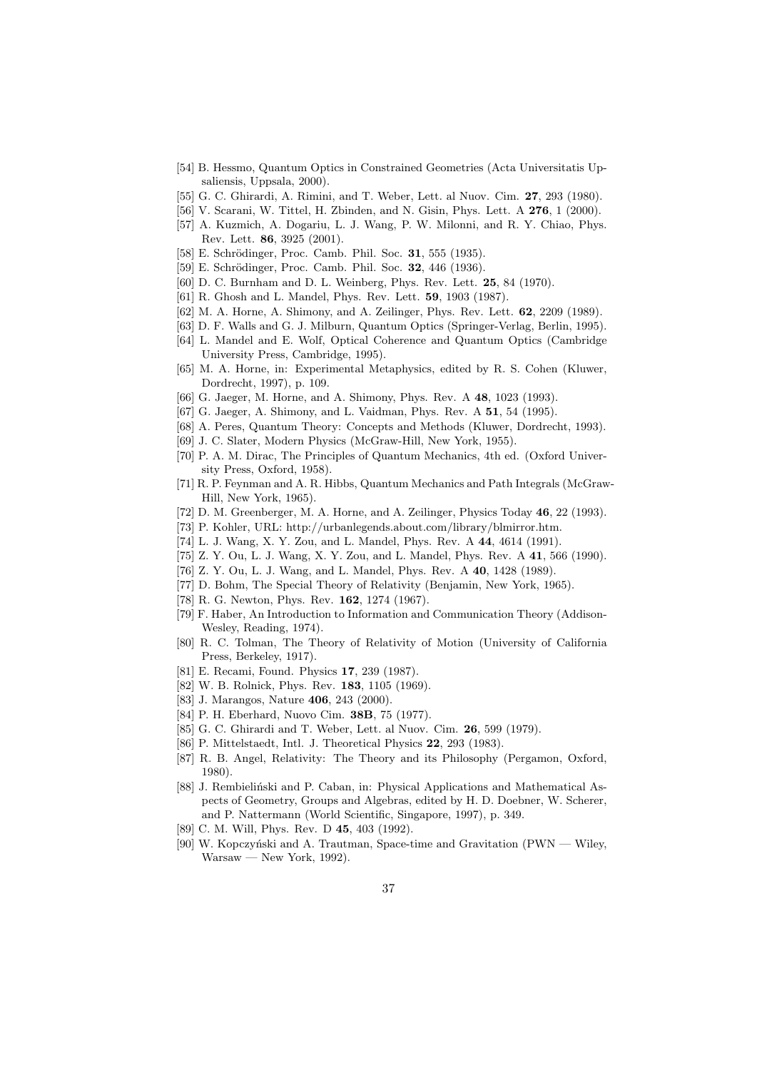[54] B. Hessmo, Quantum Optics in Constrained Geometries (Acta Universitatis Upsaliensis, Uppsala, 2000).

[55] G. C. Ghirardi, A. Rimini, and T. Weber, Lett. al Nuov. Cim. **27**, 293 (1980).

[56] V. Scarani, W. Tittel, H. Zbinden, and N. Gisin, Phys. Lett. A **276**, 1 (2000).

[57] A. Kuzmich, A. Dogariu, L. J. Wang, P. W. Milonni, and R. Y. Chiao, Phys. Rev. Lett. **86**, 3925 (2001).

[58] E. Schrödinger, Proc. Camb. Phil. Soc. **31**, 555 (1935).

[59] E. Schrödinger, Proc. Camb. Phil. Soc. **32**, 446 (1936).

[60] D. C. Burnham and D. L. Weinberg, Phys. Rev. Lett. **25**, 84 (1970).

[61] R. Ghosh and L. Mandel, Phys. Rev. Lett. **59**, 1903 (1987).

[62] M. A. Horne, A. Shimony, and A. Zeilinger, Phys. Rev. Lett. **62**, 2209 (1989).

[63] D. F. Walls and G. J. Milburn, Quantum Optics (Springer-Verlag, Berlin, 1995).

[64] L. Mandel and E. Wolf, Optical Coherence and Quantum Optics (Cambridge University Press, Cambridge, 1995).

[65] M. A. Horne, in: Experimental Metaphysics, edited by R. S. Cohen (Kluwer, Dordrecht, 1997), p. 109.

[66] G. Jaeger, M. Horne, and A. Shimony, Phys. Rev. A **48**, 1023 (1993).

[67] G. Jaeger, A. Shimony, and L. Vaidman, Phys. Rev. A **51**, 54 (1995).

[68] A. Peres, Quantum Theory: Concepts and Methods (Kluwer, Dordrecht, 1993).

[69] J. C. Slater, Modern Physics (McGraw-Hill, New York, 1955).

[70] P. A. M. Dirac, The Principles of Quantum Mechanics, 4th ed. (Oxford University Press, Oxford, 1958).

[71] R. P. Feynman and A. R. Hibbs, Quantum Mechanics and Path Integrals (McGraw-Hill, New York, 1965).

[72] D. M. Greenberger, M. A. Horne, and A. Zeilinger, Physics Today **46**, 22 (1993).

[73] P. Kohler, URL: http://urbanlegends.about.com/library/blmirror.htm.

[74] L. J. Wang, X. Y. Zou, and L. Mandel, Phys. Rev. A **44**, 4614 (1991).

[75] Z. Y. Ou, L. J. Wang, X. Y. Zou, and L. Mandel, Phys. Rev. A **41**, 566 (1990).

[76] Z. Y. Ou, L. J. Wang, and L. Mandel, Phys. Rev. A **40**, 1428 (1989).

[77] D. Bohm, The Special Theory of Relativity (Benjamin, New York, 1965).

[78] R. G. Newton, Phys. Rev. **162**, 1274 (1967).

[79] F. Haber, An Introduction to Information and Communication Theory (Addison-Wesley, Reading, 1974).

[80] R. C. Tolman, The Theory of Relativity of Motion (University of California Press, Berkeley, 1917).

[81] E. Recami, Found. Physics **17**, 239 (1987).

[82] W. B. Rolnick, Phys. Rev. **183**, 1105 (1969).

[83] J. Marangos, Nature **406**, 243 (2000).

[84] P. H. Eberhard, Nuovo Cim. **38B**, 75 (1977).

[85] G. C. Ghirardi and T. Weber, Lett. al Nuov. Cim. **26**, 599 (1979).

[86] P. Mittelstaedt, Intl. J. Theoretical Physics **22**, 293 (1983).

[87] R. B. Angel, Relativity: The Theory and its Philosophy (Pergamon, Oxford, 1980).

[88] J. Rembieliński and P. Caban, in: Physical Applications and Mathematical Aspects of Geometry, Groups and Algebras, edited by H. D. Doebner, W. Scherer, and P. Nattermann (World Scientific, Singapore, 1997), p. 349.

[89] C. M. Will, Phys. Rev. D **45**, 403 (1992).

[90] W. Kopczyński and A. Trautman, Space-time and Gravitation (PWN — Wiley, Warsaw — New York, 1992).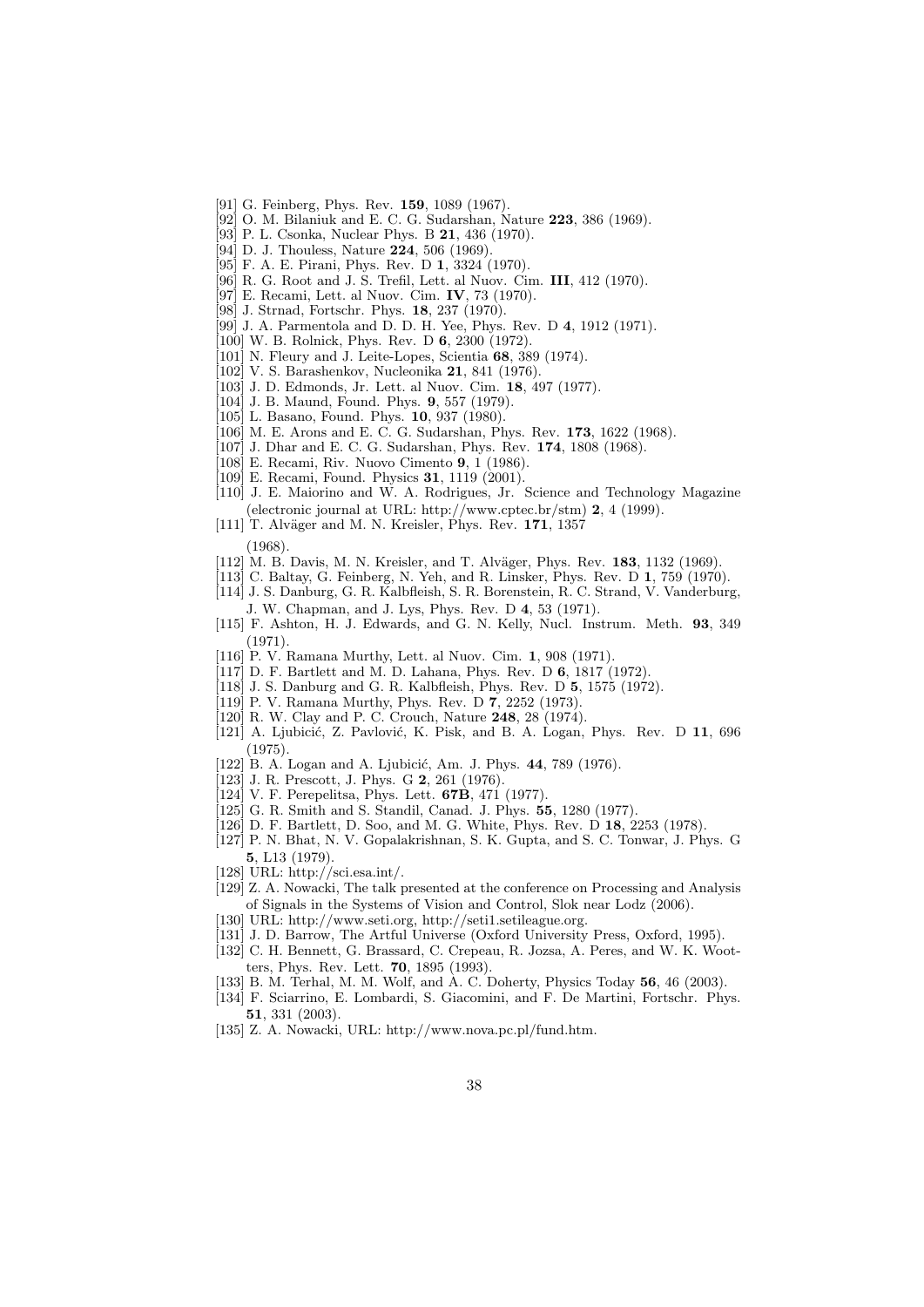[91] G. Feinberg, Phys. Rev. **159**, 1089 (1967).

[92] O. M. Bilaniuk and E. C. G. Sudarshan, Nature **223**, 386 (1969).

[93] P. L. Csonka, Nuclear Phys. B **21**, 436 (1970).

[94] D. J. Thouless, Nature **224**, 506 (1969).

[95] F. A. E. Pirani, Phys. Rev. D **1**, 3324 (1970).

[96] R. G. Root and J. S. Trefil, Lett. al Nuov. Cim. **III**, 412 (1970).

[97] E. Recami, Lett. al Nuov. Cim. **IV**, 73 (1970).

[98] J. Strnad, Fortschr. Phys. **18**, 237 (1970).

[99] J. A. Parmentola and D. D. H. Yee, Phys. Rev. D **4**, 1912 (1971).

[100] W. B. Rolnick, Phys. Rev. D **6**, 2300 (1972).

[101] N. Fleury and J. Leite-Lopes, Scientia **68**, 389 (1974).

[102] V. S. Barashenkov, Nucleonika **21**, 841 (1976).

[103] J. D. Edmonds, Jr. Lett. al Nuov. Cim. **18**, 497 (1977).

[104] J. B. Maund, Found. Phys. **9**, 557 (1979).

[105] L. Basano, Found. Phys. **10**, 937 (1980).

[106] M. E. Arons and E. C. G. Sudarshan, Phys. Rev. **173**, 1622 (1968).

[107] J. Dhar and E. C. G. Sudarshan, Phys. Rev. **174**, 1808 (1968).

[108] E. Recami, Riv. Nuovo Cimento **9**, 1 (1986).

[109] E. Recami, Found. Physics **31**, 1119 (2001).

[110] J. E. Maiorino and W. A. Rodrigues, Jr. Science and Technology Magazine (electronic journal at URL: http://www.cptec.br/stm) **2**, 4 (1999).

[111] T. Alväger and M. N. Kreisler, Phys. Rev. **171**, 1357 (1968).

[112] M. B. Davis, M. N. Kreisler, and T. Alväger, Phys. Rev. **183**, 1132 (1969).

[113] C. Baltay, G. Feinberg, N. Yeh, and R. Linsker, Phys. Rev. D **1**, 759 (1970).

[114] J. S. Danburg, G. R. Kalbfleish, S. R. Borenstein, R. C. Strand, V. Vanderburg, J. W. Chapman, and J. Lys, Phys. Rev. D **4**, 53 (1971).

[115] F. Ashton, H. J. Edwards, and G. N. Kelly, Nucl. Instrum. Meth. **93**, 349 (1971).

[116] P. V. Ramana Murthy, Lett. al Nuov. Cim. **1**, 908 (1971).

[117] D. F. Bartlett and M. D. Lahana, Phys. Rev. D **6**, 1817 (1972).

[118] J. S. Danburg and G. R. Kalbfleish, Phys. Rev. D **5**, 1575 (1972).

[119] P. V. Ramana Murthy, Phys. Rev. D **7**, 2252 (1973).

[120] R. W. Clay and P. C. Crouch, Nature **248**, 28 (1974).

[121] A. Ljubicić, Z. Pavlović, K. Pisk, and B. A. Logan, Phys. Rev. D **11**, 696 (1975).

[122] B. A. Logan and A. Ljubicić, Am. J. Phys. **44**, 789 (1976).

[123] J. R. Prescott, J. Phys. G **2**, 261 (1976).

[124] V. F. Perepelitsa, Phys. Lett. **67B**, 471 (1977).

[125] G. R. Smith and S. Standil, Canad. J. Phys. **55**, 1280 (1977).

[126] D. F. Bartlett, D. Soo, and M. G. White, Phys. Rev. D **18**, 2253 (1978).

[127] P. N. Bhat, N. V. Gopalakrishnan, S. K. Gupta, and S. C. Tonwar, J. Phys. G **5**, L13 (1979).

[128] URL: http://sci.esa.int/.

[129] Z. A. Nowacki, The talk presented at the conference on Processing and Analysis of Signals in the Systems of Vision and Control, Slok near Lodz (2006).

[130] URL: http://www.seti.org, http://seti1.setileague.org.

[131] J. D. Barrow, The Artful Universe (Oxford University Press, Oxford, 1995).

[132] C. H. Bennett, G. Brassard, C. Crepeau, R. Jozsa, A. Peres, and W. K. Wootters, Phys. Rev. Lett. **70**, 1895 (1993).

[133] B. M. Terhal, M. M. Wolf, and A. C. Doherty, Physics Today **56**, 46 (2003).

[134] F. Sciarrino, E. Lombardi, S. Giacomini, and F. De Martini, Fortschr. Phys. **51**, 331 (2003).

[135] Z. A. Nowacki, URL: http://www.nova.pc.pl/fund.htm.